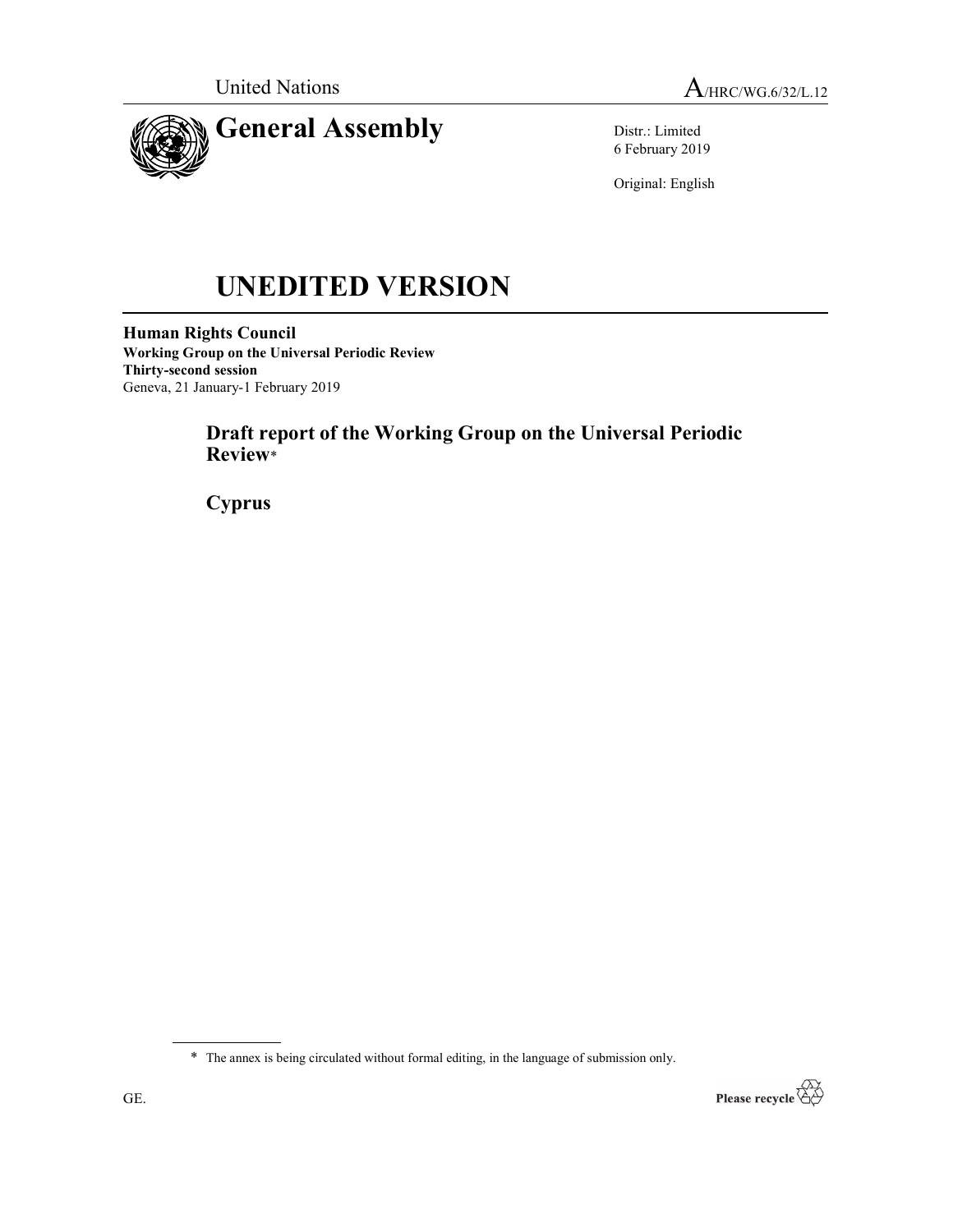United Nations

A/HRC/WG.6/32/L.12

# General Assembly

Distr.: Limited
6 February 2019

Original: English

# UNEDITED VERSION

**Human Rights Council**
**Working Group on the Universal Periodic Review**
**Thirty-second session**
Geneva, 21 January-1 February 2019

## Draft report of the Working Group on the Universal Periodic Review*

## Cyprus

* The annex is being circulated without formal editing, in the language of submission only.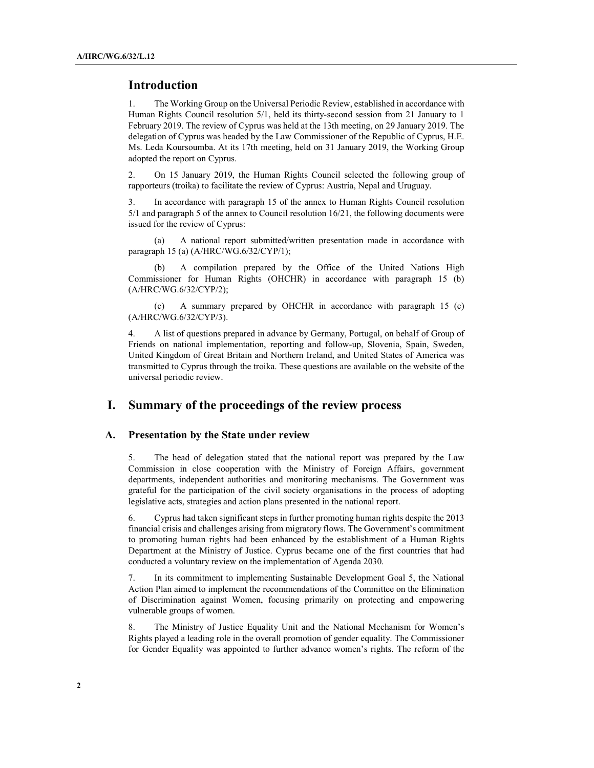## Introduction

1. The Working Group on the Universal Periodic Review, established in accordance with Human Rights Council resolution 5/1, held its thirty-second session from 21 January to 1 February 2019. The review of Cyprus was held at the 13th meeting, on 29 January 2019. The delegation of Cyprus was headed by the Law Commissioner of the Republic of Cyprus, H.E. Ms. Leda Koursoumba. At its 17th meeting, held on 31 January 2019, the Working Group adopted the report on Cyprus.

2. On 15 January 2019, the Human Rights Council selected the following group of rapporteurs (troika) to facilitate the review of Cyprus: Austria, Nepal and Uruguay.

3. In accordance with paragraph 15 of the annex to Human Rights Council resolution 5/1 and paragraph 5 of the annex to Council resolution 16/21, the following documents were issued for the review of Cyprus:

(a) A national report submitted/written presentation made in accordance with paragraph 15 (a) (A/HRC/WG.6/32/CYP/1);

(b) A compilation prepared by the Office of the United Nations High Commissioner for Human Rights (OHCHR) in accordance with paragraph 15 (b) (A/HRC/WG.6/32/CYP/2);

(c) A summary prepared by OHCHR in accordance with paragraph 15 (c) (A/HRC/WG.6/32/CYP/3).

4. A list of questions prepared in advance by Germany, Portugal, on behalf of Group of Friends on national implementation, reporting and follow-up, Slovenia, Spain, Sweden, United Kingdom of Great Britain and Northern Ireland, and United States of America was transmitted to Cyprus through the troika. These questions are available on the website of the universal periodic review.

## I. Summary of the proceedings of the review process

### A. Presentation by the State under review

5. The head of delegation stated that the national report was prepared by the Law Commission in close cooperation with the Ministry of Foreign Affairs, government departments, independent authorities and monitoring mechanisms. The Government was grateful for the participation of the civil society organisations in the process of adopting legislative acts, strategies and action plans presented in the national report.

6. Cyprus had taken significant steps in further promoting human rights despite the 2013 financial crisis and challenges arising from migratory flows. The Government's commitment to promoting human rights had been enhanced by the establishment of a Human Rights Department at the Ministry of Justice. Cyprus became one of the first countries that had conducted a voluntary review on the implementation of Agenda 2030.

7. In its commitment to implementing Sustainable Development Goal 5, the National Action Plan aimed to implement the recommendations of the Committee on the Elimination of Discrimination against Women, focusing primarily on protecting and empowering vulnerable groups of women.

8. The Ministry of Justice Equality Unit and the National Mechanism for Women's Rights played a leading role in the overall promotion of gender equality. The Commissioner for Gender Equality was appointed to further advance women's rights. The reform of the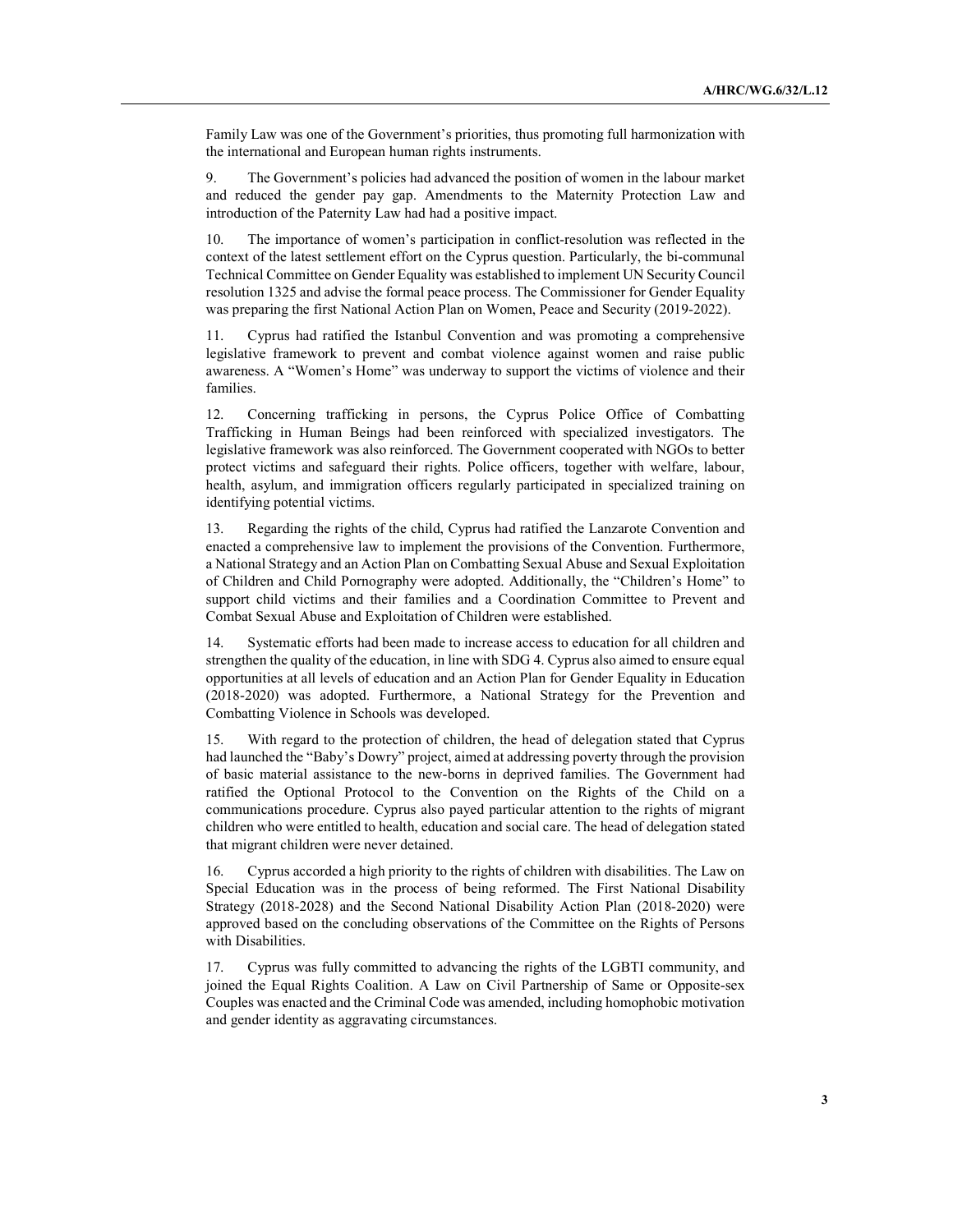Family Law was one of the Government's priorities, thus promoting full harmonization with the international and European human rights instruments.

9. The Government's policies had advanced the position of women in the labour market and reduced the gender pay gap. Amendments to the Maternity Protection Law and introduction of the Paternity Law had had a positive impact.

10. The importance of women's participation in conflict-resolution was reflected in the context of the latest settlement effort on the Cyprus question. Particularly, the bi-communal Technical Committee on Gender Equality was established to implement UN Security Council resolution 1325 and advise the formal peace process. The Commissioner for Gender Equality was preparing the first National Action Plan on Women, Peace and Security (2019-2022).

11. Cyprus had ratified the Istanbul Convention and was promoting a comprehensive legislative framework to prevent and combat violence against women and raise public awareness. A "Women's Home" was underway to support the victims of violence and their families.

12. Concerning trafficking in persons, the Cyprus Police Office of Combatting Trafficking in Human Beings had been reinforced with specialized investigators. The legislative framework was also reinforced. The Government cooperated with NGOs to better protect victims and safeguard their rights. Police officers, together with welfare, labour, health, asylum, and immigration officers regularly participated in specialized training on identifying potential victims.

13. Regarding the rights of the child, Cyprus had ratified the Lanzarote Convention and enacted a comprehensive law to implement the provisions of the Convention. Furthermore, a National Strategy and an Action Plan on Combatting Sexual Abuse and Sexual Exploitation of Children and Child Pornography were adopted. Additionally, the "Children's Home" to support child victims and their families and a Coordination Committee to Prevent and Combat Sexual Abuse and Exploitation of Children were established.

14. Systematic efforts had been made to increase access to education for all children and strengthen the quality of the education, in line with SDG 4. Cyprus also aimed to ensure equal opportunities at all levels of education and an Action Plan for Gender Equality in Education (2018-2020) was adopted. Furthermore, a National Strategy for the Prevention and Combatting Violence in Schools was developed.

15. With regard to the protection of children, the head of delegation stated that Cyprus had launched the "Baby's Dowry" project, aimed at addressing poverty through the provision of basic material assistance to the new-borns in deprived families. The Government had ratified the Optional Protocol to the Convention on the Rights of the Child on a communications procedure. Cyprus also payed particular attention to the rights of migrant children who were entitled to health, education and social care. The head of delegation stated that migrant children were never detained.

16. Cyprus accorded a high priority to the rights of children with disabilities. The Law on Special Education was in the process of being reformed. The First National Disability Strategy (2018-2028) and the Second National Disability Action Plan (2018-2020) were approved based on the concluding observations of the Committee on the Rights of Persons with Disabilities.

17. Cyprus was fully committed to advancing the rights of the LGBTI community, and joined the Equal Rights Coalition. A Law on Civil Partnership of Same or Opposite-sex Couples was enacted and the Criminal Code was amended, including homophobic motivation and gender identity as aggravating circumstances.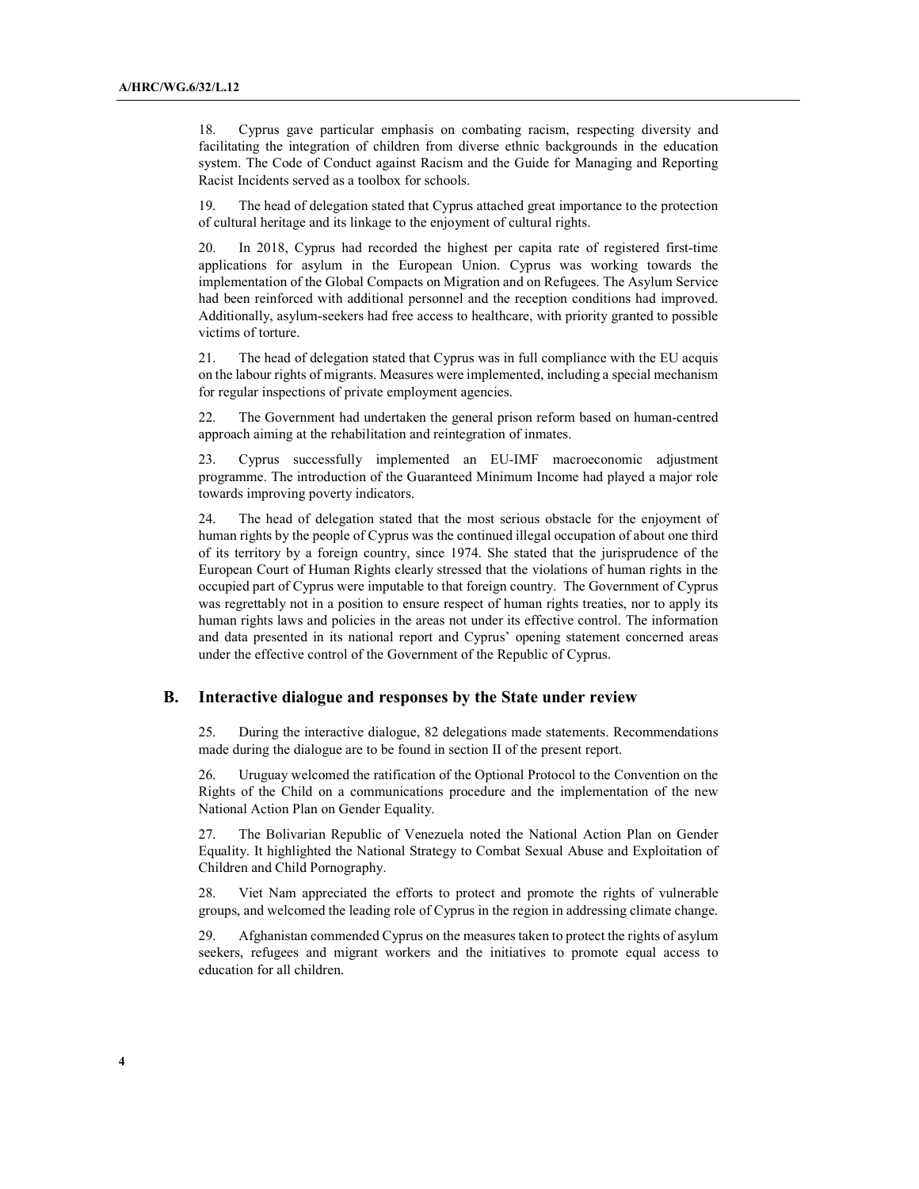18. Cyprus gave particular emphasis on combating racism, respecting diversity and facilitating the integration of children from diverse ethnic backgrounds in the education system. The Code of Conduct against Racism and the Guide for Managing and Reporting Racist Incidents served as a toolbox for schools.

19. The head of delegation stated that Cyprus attached great importance to the protection of cultural heritage and its linkage to the enjoyment of cultural rights.

20. In 2018, Cyprus had recorded the highest per capita rate of registered first-time applications for asylum in the European Union. Cyprus was working towards the implementation of the Global Compacts on Migration and on Refugees. The Asylum Service had been reinforced with additional personnel and the reception conditions had improved. Additionally, asylum-seekers had free access to healthcare, with priority granted to possible victims of torture.

21. The head of delegation stated that Cyprus was in full compliance with the EU acquis on the labour rights of migrants. Measures were implemented, including a special mechanism for regular inspections of private employment agencies.

22. The Government had undertaken the general prison reform based on human-centred approach aiming at the rehabilitation and reintegration of inmates.

23. Cyprus successfully implemented an EU-IMF macroeconomic adjustment programme. The introduction of the Guaranteed Minimum Income had played a major role towards improving poverty indicators.

24. The head of delegation stated that the most serious obstacle for the enjoyment of human rights by the people of Cyprus was the continued illegal occupation of about one third of its territory by a foreign country, since 1974. She stated that the jurisprudence of the European Court of Human Rights clearly stressed that the violations of human rights in the occupied part of Cyprus were imputable to that foreign country. The Government of Cyprus was regrettably not in a position to ensure respect of human rights treaties, nor to apply its human rights laws and policies in the areas not under its effective control. The information and data presented in its national report and Cyprus' opening statement concerned areas under the effective control of the Government of the Republic of Cyprus.

## B. Interactive dialogue and responses by the State under review

25. During the interactive dialogue, 82 delegations made statements. Recommendations made during the dialogue are to be found in section II of the present report.

26. Uruguay welcomed the ratification of the Optional Protocol to the Convention on the Rights of the Child on a communications procedure and the implementation of the new National Action Plan on Gender Equality.

27. The Bolivarian Republic of Venezuela noted the National Action Plan on Gender Equality. It highlighted the National Strategy to Combat Sexual Abuse and Exploitation of Children and Child Pornography.

28. Viet Nam appreciated the efforts to protect and promote the rights of vulnerable groups, and welcomed the leading role of Cyprus in the region in addressing climate change.

29. Afghanistan commended Cyprus on the measures taken to protect the rights of asylum seekers, refugees and migrant workers and the initiatives to promote equal access to education for all children.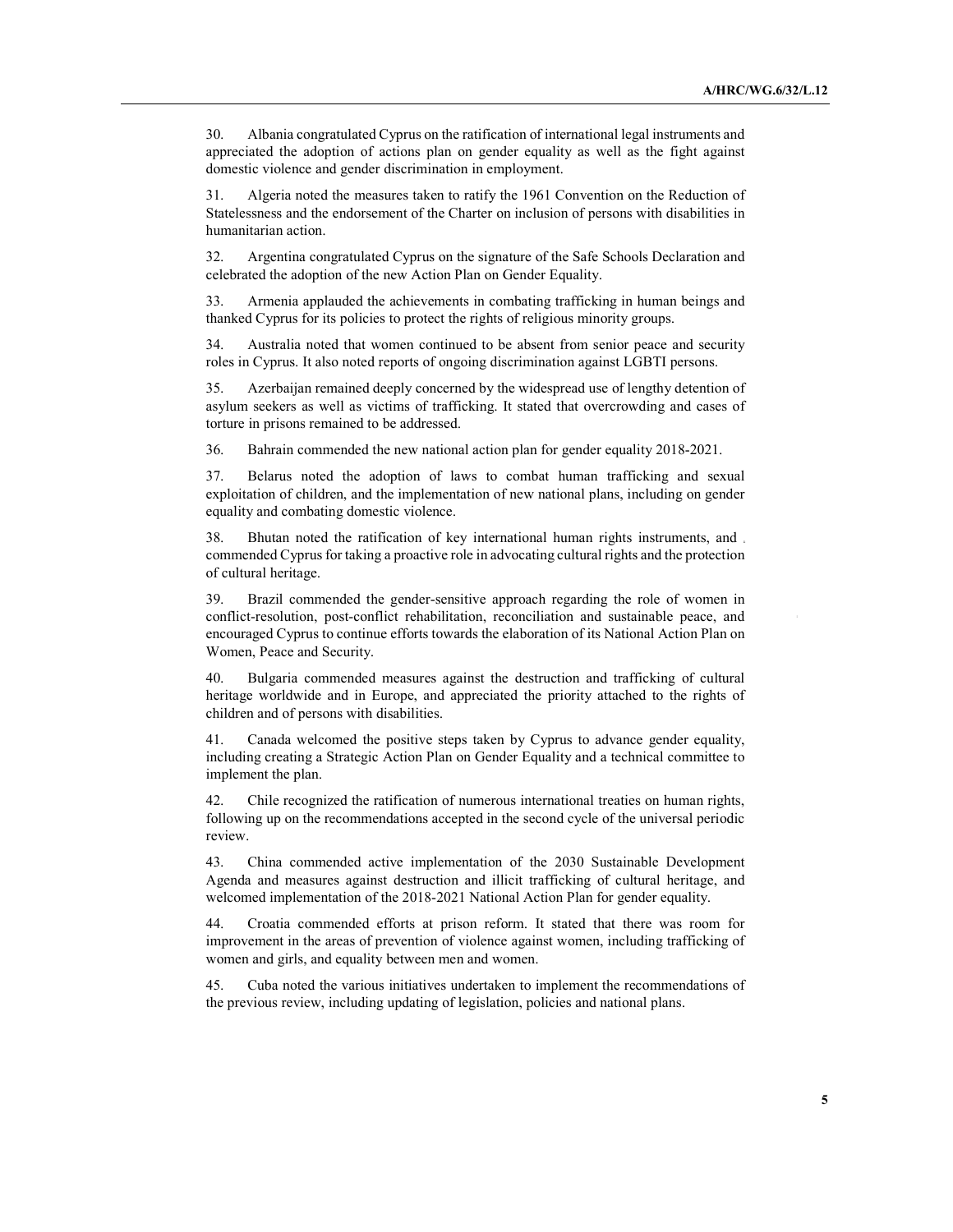30. Albania congratulated Cyprus on the ratification of international legal instruments and appreciated the adoption of actions plan on gender equality as well as the fight against domestic violence and gender discrimination in employment.

31. Algeria noted the measures taken to ratify the 1961 Convention on the Reduction of Statelessness and the endorsement of the Charter on inclusion of persons with disabilities in humanitarian action.

32. Argentina congratulated Cyprus on the signature of the Safe Schools Declaration and celebrated the adoption of the new Action Plan on Gender Equality.

33. Armenia applauded the achievements in combating trafficking in human beings and thanked Cyprus for its policies to protect the rights of religious minority groups.

34. Australia noted that women continued to be absent from senior peace and security roles in Cyprus. It also noted reports of ongoing discrimination against LGBTI persons.

35. Azerbaijan remained deeply concerned by the widespread use of lengthy detention of asylum seekers as well as victims of trafficking. It stated that overcrowding and cases of torture in prisons remained to be addressed.

36. Bahrain commended the new national action plan for gender equality 2018-2021.

37. Belarus noted the adoption of laws to combat human trafficking and sexual exploitation of children, and the implementation of new national plans, including on gender equality and combating domestic violence.

38. Bhutan noted the ratification of key international human rights instruments, and commended Cyprus for taking a proactive role in advocating cultural rights and the protection of cultural heritage.

39. Brazil commended the gender-sensitive approach regarding the role of women in conflict-resolution, post-conflict rehabilitation, reconciliation and sustainable peace, and encouraged Cyprus to continue efforts towards the elaboration of its National Action Plan on Women, Peace and Security.

40. Bulgaria commended measures against the destruction and trafficking of cultural heritage worldwide and in Europe, and appreciated the priority attached to the rights of children and of persons with disabilities.

41. Canada welcomed the positive steps taken by Cyprus to advance gender equality, including creating a Strategic Action Plan on Gender Equality and a technical committee to implement the plan.

42. Chile recognized the ratification of numerous international treaties on human rights, following up on the recommendations accepted in the second cycle of the universal periodic review.

43. China commended active implementation of the 2030 Sustainable Development Agenda and measures against destruction and illicit trafficking of cultural heritage, and welcomed implementation of the 2018-2021 National Action Plan for gender equality.

44. Croatia commended efforts at prison reform. It stated that there was room for improvement in the areas of prevention of violence against women, including trafficking of women and girls, and equality between men and women.

45. Cuba noted the various initiatives undertaken to implement the recommendations of the previous review, including updating of legislation, policies and national plans.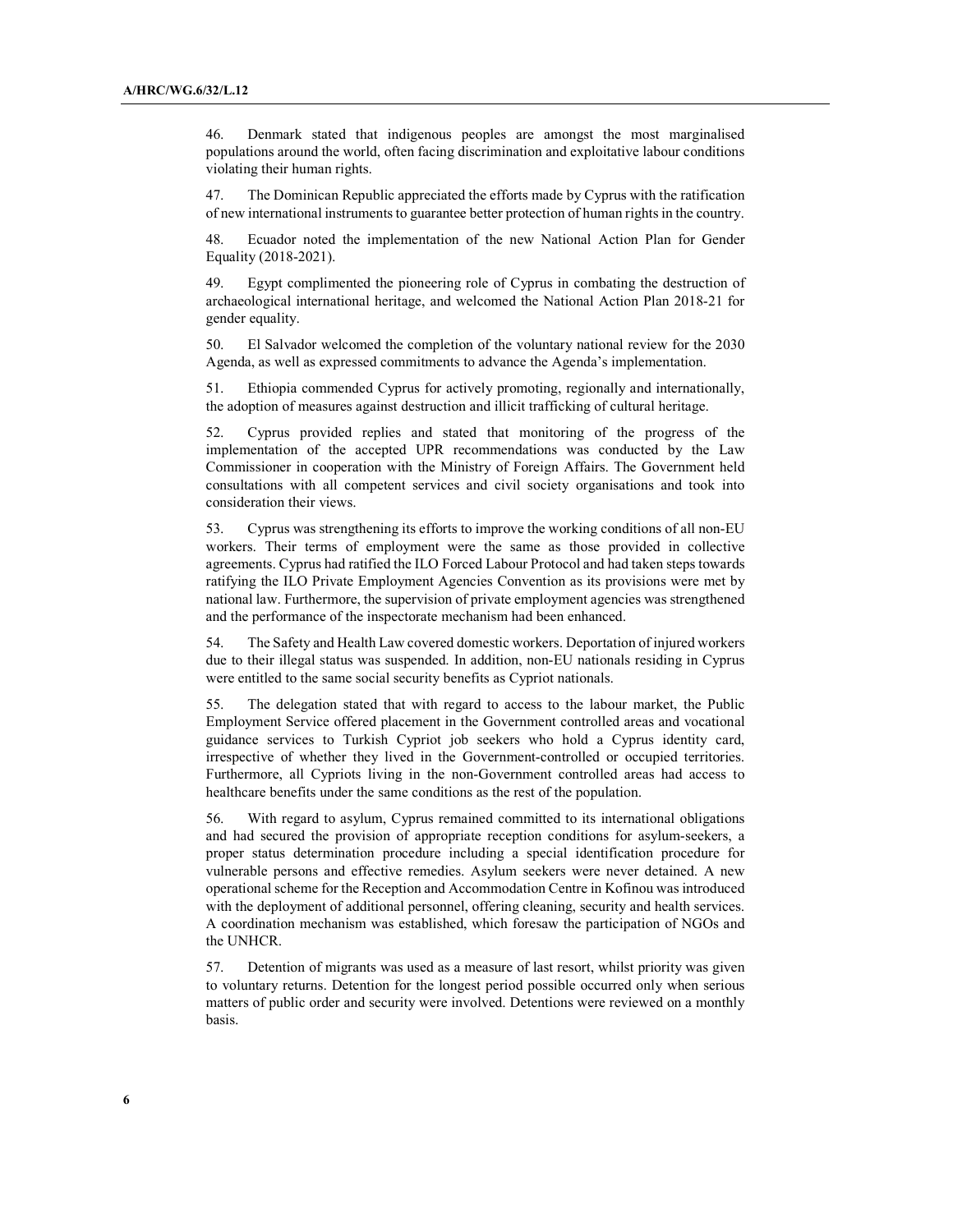46. Denmark stated that indigenous peoples are amongst the most marginalised populations around the world, often facing discrimination and exploitative labour conditions violating their human rights.

47. The Dominican Republic appreciated the efforts made by Cyprus with the ratification of new international instruments to guarantee better protection of human rights in the country.

48. Ecuador noted the implementation of the new National Action Plan for Gender Equality (2018-2021).

49. Egypt complimented the pioneering role of Cyprus in combating the destruction of archaeological international heritage, and welcomed the National Action Plan 2018-21 for gender equality.

50. El Salvador welcomed the completion of the voluntary national review for the 2030 Agenda, as well as expressed commitments to advance the Agenda's implementation.

51. Ethiopia commended Cyprus for actively promoting, regionally and internationally, the adoption of measures against destruction and illicit trafficking of cultural heritage.

52. Cyprus provided replies and stated that monitoring of the progress of the implementation of the accepted UPR recommendations was conducted by the Law Commissioner in cooperation with the Ministry of Foreign Affairs. The Government held consultations with all competent services and civil society organisations and took into consideration their views.

53. Cyprus was strengthening its efforts to improve the working conditions of all non-EU workers. Their terms of employment were the same as those provided in collective agreements. Cyprus had ratified the ILO Forced Labour Protocol and had taken steps towards ratifying the ILO Private Employment Agencies Convention as its provisions were met by national law. Furthermore, the supervision of private employment agencies was strengthened and the performance of the inspectorate mechanism had been enhanced.

54. The Safety and Health Law covered domestic workers. Deportation of injured workers due to their illegal status was suspended. In addition, non-EU nationals residing in Cyprus were entitled to the same social security benefits as Cypriot nationals.

55. The delegation stated that with regard to access to the labour market, the Public Employment Service offered placement in the Government controlled areas and vocational guidance services to Turkish Cypriot job seekers who hold a Cyprus identity card, irrespective of whether they lived in the Government-controlled or occupied territories. Furthermore, all Cypriots living in the non-Government controlled areas had access to healthcare benefits under the same conditions as the rest of the population.

56. With regard to asylum, Cyprus remained committed to its international obligations and had secured the provision of appropriate reception conditions for asylum-seekers, a proper status determination procedure including a special identification procedure for vulnerable persons and effective remedies. Asylum seekers were never detained. A new operational scheme for the Reception and Accommodation Centre in Kofinou was introduced with the deployment of additional personnel, offering cleaning, security and health services. A coordination mechanism was established, which foresaw the participation of NGOs and the UNHCR.

57. Detention of migrants was used as a measure of last resort, whilst priority was given to voluntary returns. Detention for the longest period possible occurred only when serious matters of public order and security were involved. Detentions were reviewed on a monthly basis.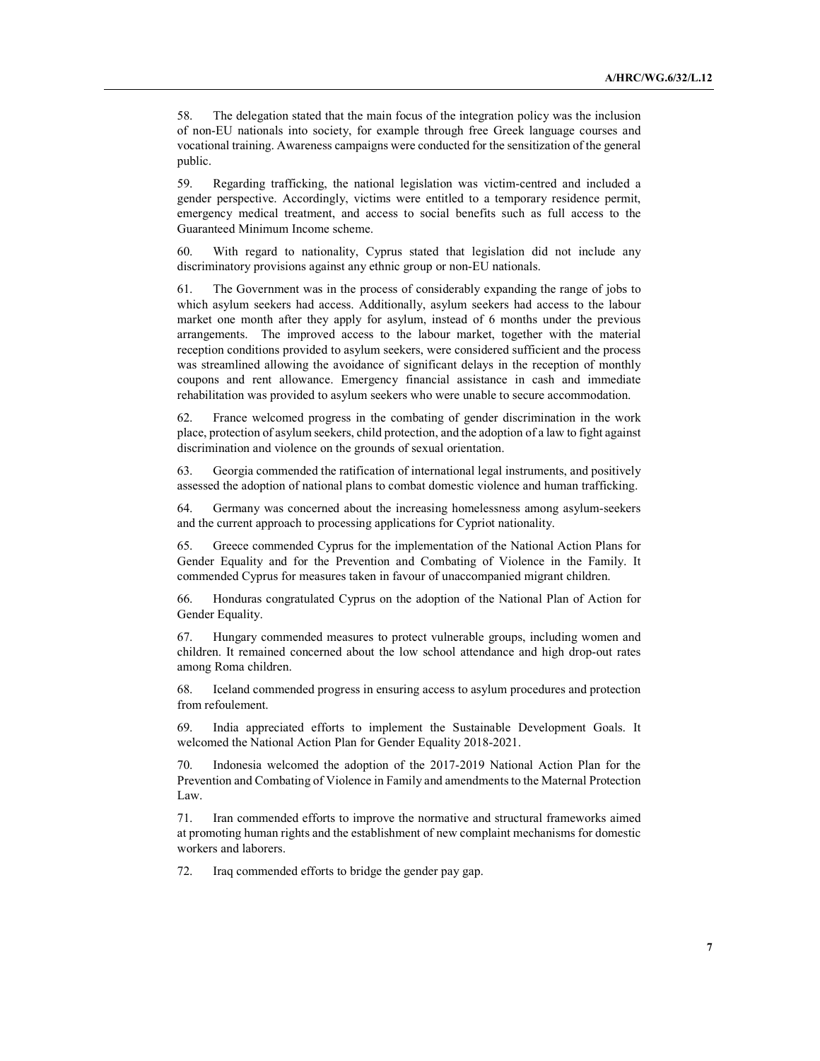58. The delegation stated that the main focus of the integration policy was the inclusion of non-EU nationals into society, for example through free Greek language courses and vocational training. Awareness campaigns were conducted for the sensitization of the general public.

59. Regarding trafficking, the national legislation was victim-centred and included a gender perspective. Accordingly, victims were entitled to a temporary residence permit, emergency medical treatment, and access to social benefits such as full access to the Guaranteed Minimum Income scheme.

60. With regard to nationality, Cyprus stated that legislation did not include any discriminatory provisions against any ethnic group or non-EU nationals.

61. The Government was in the process of considerably expanding the range of jobs to which asylum seekers had access. Additionally, asylum seekers had access to the labour market one month after they apply for asylum, instead of 6 months under the previous arrangements. The improved access to the labour market, together with the material reception conditions provided to asylum seekers, were considered sufficient and the process was streamlined allowing the avoidance of significant delays in the reception of monthly coupons and rent allowance. Emergency financial assistance in cash and immediate rehabilitation was provided to asylum seekers who were unable to secure accommodation.

62. France welcomed progress in the combating of gender discrimination in the work place, protection of asylum seekers, child protection, and the adoption of a law to fight against discrimination and violence on the grounds of sexual orientation.

63. Georgia commended the ratification of international legal instruments, and positively assessed the adoption of national plans to combat domestic violence and human trafficking.

64. Germany was concerned about the increasing homelessness among asylum-seekers and the current approach to processing applications for Cypriot nationality.

65. Greece commended Cyprus for the implementation of the National Action Plans for Gender Equality and for the Prevention and Combating of Violence in the Family. It commended Cyprus for measures taken in favour of unaccompanied migrant children.

66. Honduras congratulated Cyprus on the adoption of the National Plan of Action for Gender Equality.

67. Hungary commended measures to protect vulnerable groups, including women and children. It remained concerned about the low school attendance and high drop-out rates among Roma children.

68. Iceland commended progress in ensuring access to asylum procedures and protection from refoulement.

69. India appreciated efforts to implement the Sustainable Development Goals. It welcomed the National Action Plan for Gender Equality 2018-2021.

70. Indonesia welcomed the adoption of the 2017-2019 National Action Plan for the Prevention and Combating of Violence in Family and amendments to the Maternal Protection Law.

71. Iran commended efforts to improve the normative and structural frameworks aimed at promoting human rights and the establishment of new complaint mechanisms for domestic workers and laborers.

72. Iraq commended efforts to bridge the gender pay gap.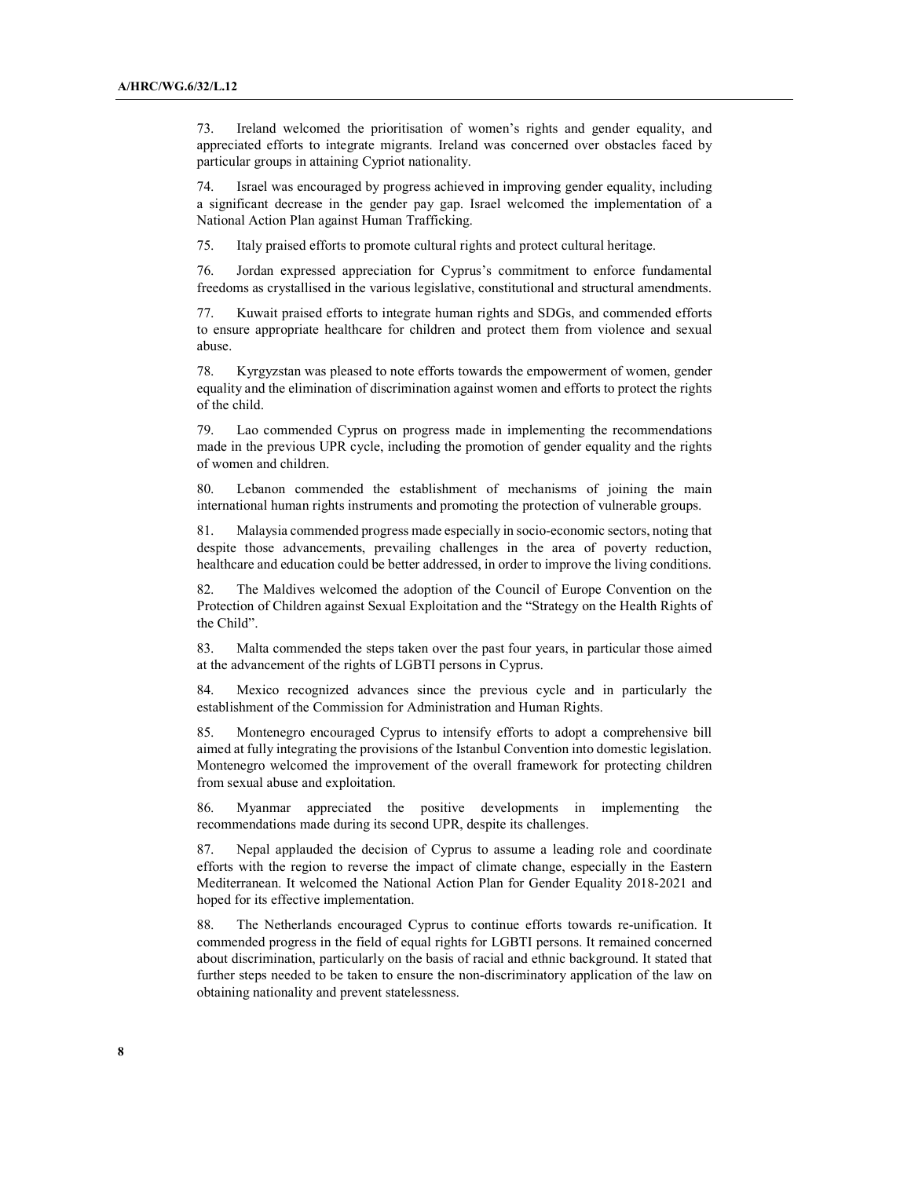73. Ireland welcomed the prioritisation of women's rights and gender equality, and appreciated efforts to integrate migrants. Ireland was concerned over obstacles faced by particular groups in attaining Cypriot nationality.

74. Israel was encouraged by progress achieved in improving gender equality, including a significant decrease in the gender pay gap. Israel welcomed the implementation of a National Action Plan against Human Trafficking.

75. Italy praised efforts to promote cultural rights and protect cultural heritage.

76. Jordan expressed appreciation for Cyprus's commitment to enforce fundamental freedoms as crystallised in the various legislative, constitutional and structural amendments.

77. Kuwait praised efforts to integrate human rights and SDGs, and commended efforts to ensure appropriate healthcare for children and protect them from violence and sexual abuse.

78. Kyrgyzstan was pleased to note efforts towards the empowerment of women, gender equality and the elimination of discrimination against women and efforts to protect the rights of the child.

79. Lao commended Cyprus on progress made in implementing the recommendations made in the previous UPR cycle, including the promotion of gender equality and the rights of women and children.

80. Lebanon commended the establishment of mechanisms of joining the main international human rights instruments and promoting the protection of vulnerable groups.

81. Malaysia commended progress made especially in socio-economic sectors, noting that despite those advancements, prevailing challenges in the area of poverty reduction, healthcare and education could be better addressed, in order to improve the living conditions.

82. The Maldives welcomed the adoption of the Council of Europe Convention on the Protection of Children against Sexual Exploitation and the "Strategy on the Health Rights of the Child".

83. Malta commended the steps taken over the past four years, in particular those aimed at the advancement of the rights of LGBTI persons in Cyprus.

84. Mexico recognized advances since the previous cycle and in particularly the establishment of the Commission for Administration and Human Rights.

85. Montenegro encouraged Cyprus to intensify efforts to adopt a comprehensive bill aimed at fully integrating the provisions of the Istanbul Convention into domestic legislation. Montenegro welcomed the improvement of the overall framework for protecting children from sexual abuse and exploitation.

86. Myanmar appreciated the positive developments in implementing the recommendations made during its second UPR, despite its challenges.

87. Nepal applauded the decision of Cyprus to assume a leading role and coordinate efforts with the region to reverse the impact of climate change, especially in the Eastern Mediterranean. It welcomed the National Action Plan for Gender Equality 2018-2021 and hoped for its effective implementation.

88. The Netherlands encouraged Cyprus to continue efforts towards re-unification. It commended progress in the field of equal rights for LGBTI persons. It remained concerned about discrimination, particularly on the basis of racial and ethnic background. It stated that further steps needed to be taken to ensure the non-discriminatory application of the law on obtaining nationality and prevent statelessness.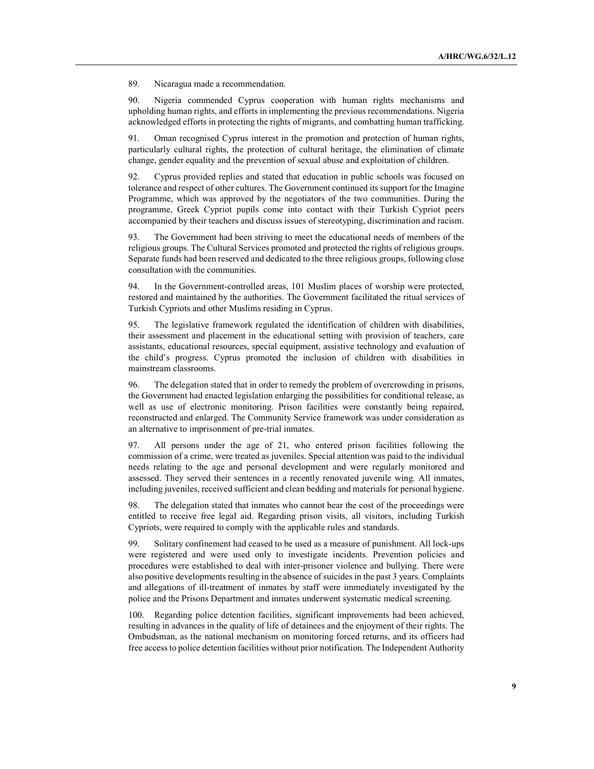89. Nicaragua made a recommendation.

90. Nigeria commended Cyprus cooperation with human rights mechanisms and upholding human rights, and efforts in implementing the previous recommendations. Nigeria acknowledged efforts in protecting the rights of migrants, and combatting human trafficking.

91. Oman recognised Cyprus interest in the promotion and protection of human rights, particularly cultural rights, the protection of cultural heritage, the elimination of climate change, gender equality and the prevention of sexual abuse and exploitation of children.

92. Cyprus provided replies and stated that education in public schools was focused on tolerance and respect of other cultures. The Government continued its support for the Imagine Programme, which was approved by the negotiators of the two communities. During the programme, Greek Cypriot pupils come into contact with their Turkish Cypriot peers accompanied by their teachers and discuss issues of stereotyping, discrimination and racism.

93. The Government had been striving to meet the educational needs of members of the religious groups. The Cultural Services promoted and protected the rights of religious groups. Separate funds had been reserved and dedicated to the three religious groups, following close consultation with the communities.

94. In the Government-controlled areas, 101 Muslim places of worship were protected, restored and maintained by the authorities. The Government facilitated the ritual services of Turkish Cypriots and other Muslims residing in Cyprus.

95. The legislative framework regulated the identification of children with disabilities, their assessment and placement in the educational setting with provision of teachers, care assistants, educational resources, special equipment, assistive technology and evaluation of the child's progress. Cyprus promoted the inclusion of children with disabilities in mainstream classrooms.

96. The delegation stated that in order to remedy the problem of overcrowding in prisons, the Government had enacted legislation enlarging the possibilities for conditional release, as well as use of electronic monitoring. Prison facilities were constantly being repaired, reconstructed and enlarged. The Community Service framework was under consideration as an alternative to imprisonment of pre-trial inmates.

97. All persons under the age of 21, who entered prison facilities following the commission of a crime, were treated as juveniles. Special attention was paid to the individual needs relating to the age and personal development and were regularly monitored and assessed. They served their sentences in a recently renovated juvenile wing. All inmates, including juveniles, received sufficient and clean bedding and materials for personal hygiene.

98. The delegation stated that inmates who cannot bear the cost of the proceedings were entitled to receive free legal aid. Regarding prison visits, all visitors, including Turkish Cypriots, were required to comply with the applicable rules and standards.

99. Solitary confinement had ceased to be used as a measure of punishment. All lock-ups were registered and were used only to investigate incidents. Prevention policies and procedures were established to deal with inter-prisoner violence and bullying. There were also positive developments resulting in the absence of suicides in the past 3 years. Complaints and allegations of ill-treatment of inmates by staff were immediately investigated by the police and the Prisons Department and inmates underwent systematic medical screening.

100. Regarding police detention facilities, significant improvements had been achieved, resulting in advances in the quality of life of detainees and the enjoyment of their rights. The Ombudsman, as the national mechanism on monitoring forced returns, and its officers had free access to police detention facilities without prior notification. The Independent Authority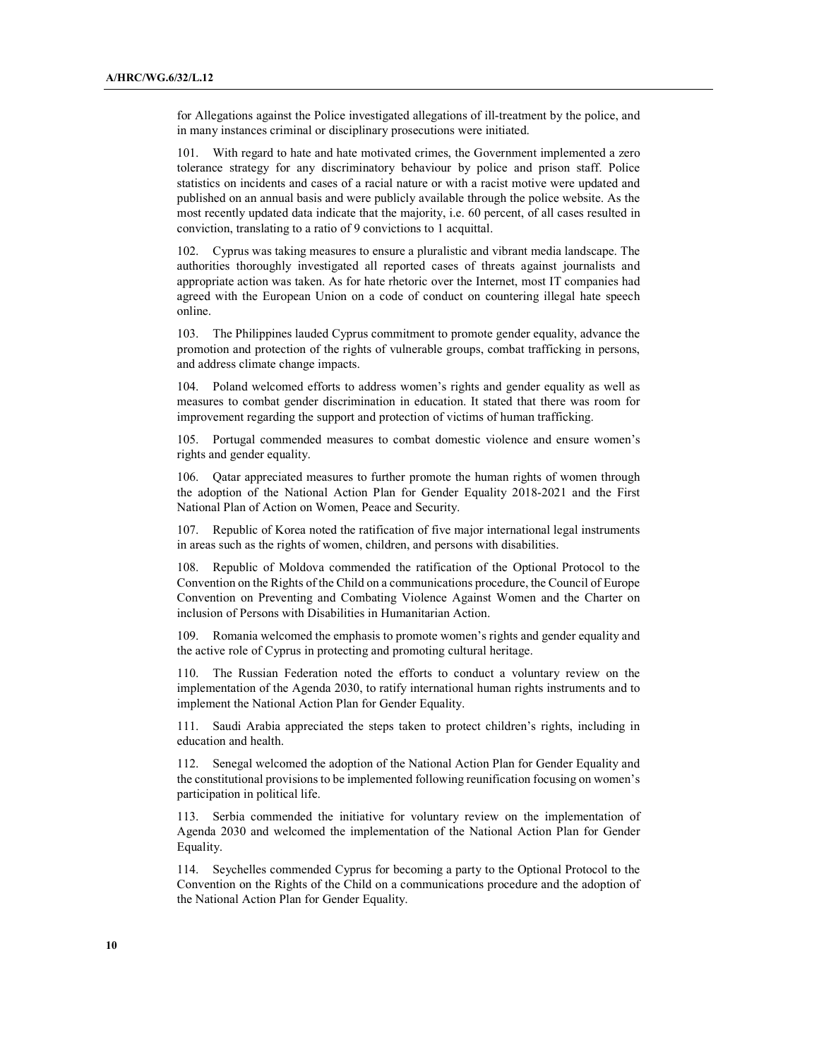for Allegations against the Police investigated allegations of ill-treatment by the police, and in many instances criminal or disciplinary prosecutions were initiated.

101. With regard to hate and hate motivated crimes, the Government implemented a zero tolerance strategy for any discriminatory behaviour by police and prison staff. Police statistics on incidents and cases of a racial nature or with a racist motive were updated and published on an annual basis and were publicly available through the police website. As the most recently updated data indicate that the majority, i.e. 60 percent, of all cases resulted in conviction, translating to a ratio of 9 convictions to 1 acquittal.

102. Cyprus was taking measures to ensure a pluralistic and vibrant media landscape. The authorities thoroughly investigated all reported cases of threats against journalists and appropriate action was taken. As for hate rhetoric over the Internet, most IT companies had agreed with the European Union on a code of conduct on countering illegal hate speech online.

103. The Philippines lauded Cyprus commitment to promote gender equality, advance the promotion and protection of the rights of vulnerable groups, combat trafficking in persons, and address climate change impacts.

104. Poland welcomed efforts to address women's rights and gender equality as well as measures to combat gender discrimination in education. It stated that there was room for improvement regarding the support and protection of victims of human trafficking.

105. Portugal commended measures to combat domestic violence and ensure women's rights and gender equality.

106. Qatar appreciated measures to further promote the human rights of women through the adoption of the National Action Plan for Gender Equality 2018-2021 and the First National Plan of Action on Women, Peace and Security.

107. Republic of Korea noted the ratification of five major international legal instruments in areas such as the rights of women, children, and persons with disabilities.

108. Republic of Moldova commended the ratification of the Optional Protocol to the Convention on the Rights of the Child on a communications procedure, the Council of Europe Convention on Preventing and Combating Violence Against Women and the Charter on inclusion of Persons with Disabilities in Humanitarian Action.

109. Romania welcomed the emphasis to promote women's rights and gender equality and the active role of Cyprus in protecting and promoting cultural heritage.

110. The Russian Federation noted the efforts to conduct a voluntary review on the implementation of the Agenda 2030, to ratify international human rights instruments and to implement the National Action Plan for Gender Equality.

111. Saudi Arabia appreciated the steps taken to protect children's rights, including in education and health.

112. Senegal welcomed the adoption of the National Action Plan for Gender Equality and the constitutional provisions to be implemented following reunification focusing on women's participation in political life.

113. Serbia commended the initiative for voluntary review on the implementation of Agenda 2030 and welcomed the implementation of the National Action Plan for Gender Equality.

114. Seychelles commended Cyprus for becoming a party to the Optional Protocol to the Convention on the Rights of the Child on a communications procedure and the adoption of the National Action Plan for Gender Equality.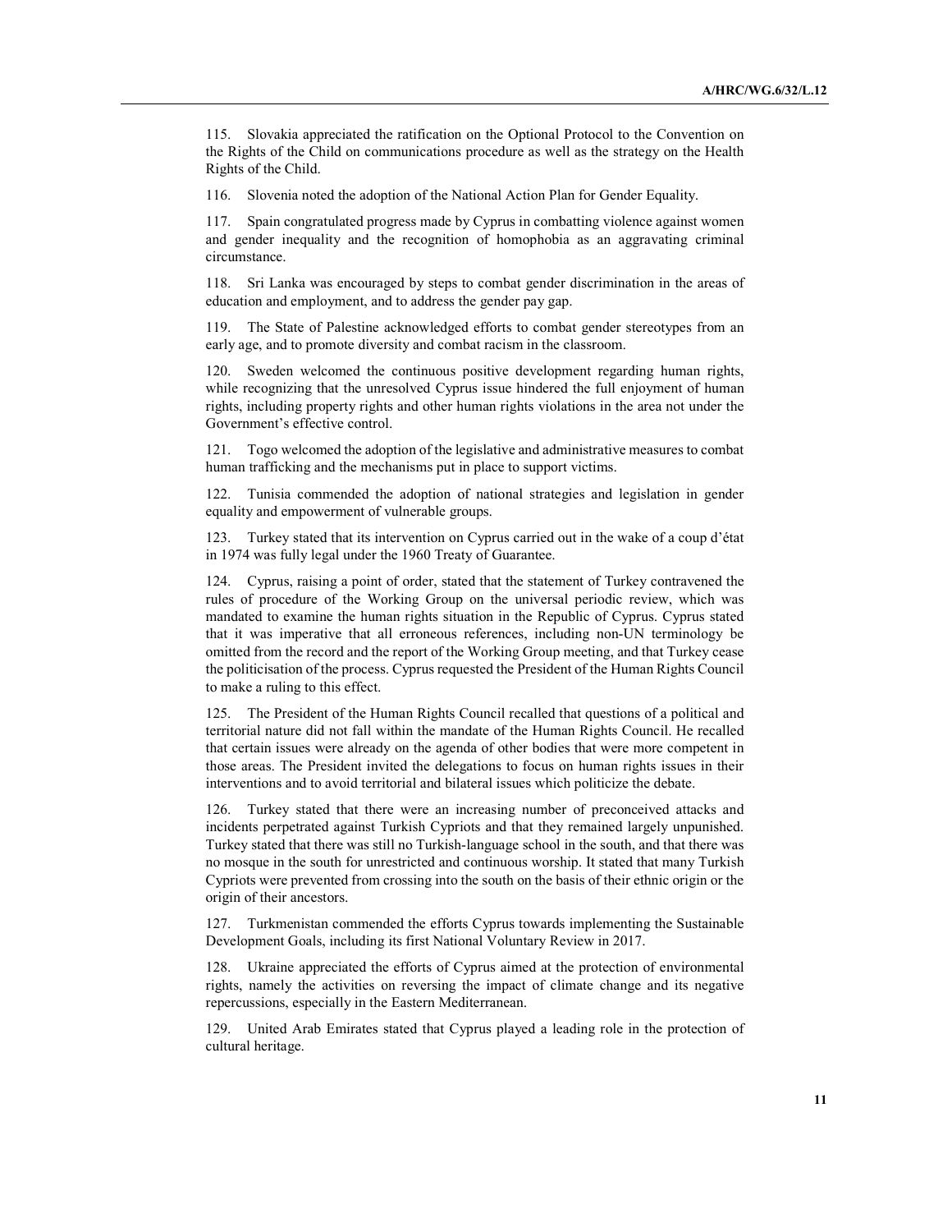115. Slovakia appreciated the ratification on the Optional Protocol to the Convention on the Rights of the Child on communications procedure as well as the strategy on the Health Rights of the Child.

116. Slovenia noted the adoption of the National Action Plan for Gender Equality.

117. Spain congratulated progress made by Cyprus in combatting violence against women and gender inequality and the recognition of homophobia as an aggravating criminal circumstance.

118. Sri Lanka was encouraged by steps to combat gender discrimination in the areas of education and employment, and to address the gender pay gap.

119. The State of Palestine acknowledged efforts to combat gender stereotypes from an early age, and to promote diversity and combat racism in the classroom.

120. Sweden welcomed the continuous positive development regarding human rights, while recognizing that the unresolved Cyprus issue hindered the full enjoyment of human rights, including property rights and other human rights violations in the area not under the Government's effective control.

121. Togo welcomed the adoption of the legislative and administrative measures to combat human trafficking and the mechanisms put in place to support victims.

122. Tunisia commended the adoption of national strategies and legislation in gender equality and empowerment of vulnerable groups.

123. Turkey stated that its intervention on Cyprus carried out in the wake of a coup d'état in 1974 was fully legal under the 1960 Treaty of Guarantee.

124. Cyprus, raising a point of order, stated that the statement of Turkey contravened the rules of procedure of the Working Group on the universal periodic review, which was mandated to examine the human rights situation in the Republic of Cyprus. Cyprus stated that it was imperative that all erroneous references, including non-UN terminology be omitted from the record and the report of the Working Group meeting, and that Turkey cease the politicisation of the process. Cyprus requested the President of the Human Rights Council to make a ruling to this effect.

125. The President of the Human Rights Council recalled that questions of a political and territorial nature did not fall within the mandate of the Human Rights Council. He recalled that certain issues were already on the agenda of other bodies that were more competent in those areas. The President invited the delegations to focus on human rights issues in their interventions and to avoid territorial and bilateral issues which politicize the debate.

126. Turkey stated that there were an increasing number of preconceived attacks and incidents perpetrated against Turkish Cypriots and that they remained largely unpunished. Turkey stated that there was still no Turkish-language school in the south, and that there was no mosque in the south for unrestricted and continuous worship. It stated that many Turkish Cypriots were prevented from crossing into the south on the basis of their ethnic origin or the origin of their ancestors.

127. Turkmenistan commended the efforts Cyprus towards implementing the Sustainable Development Goals, including its first National Voluntary Review in 2017.

128. Ukraine appreciated the efforts of Cyprus aimed at the protection of environmental rights, namely the activities on reversing the impact of climate change and its negative repercussions, especially in the Eastern Mediterranean.

129. United Arab Emirates stated that Cyprus played a leading role in the protection of cultural heritage.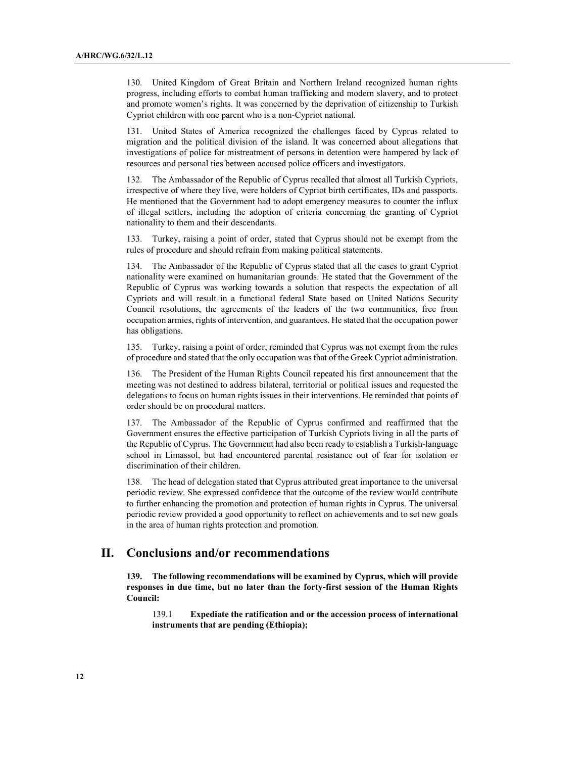130. United Kingdom of Great Britain and Northern Ireland recognized human rights progress, including efforts to combat human trafficking and modern slavery, and to protect and promote women's rights. It was concerned by the deprivation of citizenship to Turkish Cypriot children with one parent who is a non-Cypriot national.

131. United States of America recognized the challenges faced by Cyprus related to migration and the political division of the island. It was concerned about allegations that investigations of police for mistreatment of persons in detention were hampered by lack of resources and personal ties between accused police officers and investigators.

132. The Ambassador of the Republic of Cyprus recalled that almost all Turkish Cypriots, irrespective of where they live, were holders of Cypriot birth certificates, IDs and passports. He mentioned that the Government had to adopt emergency measures to counter the influx of illegal settlers, including the adoption of criteria concerning the granting of Cypriot nationality to them and their descendants.

133. Turkey, raising a point of order, stated that Cyprus should not be exempt from the rules of procedure and should refrain from making political statements.

134. The Ambassador of the Republic of Cyprus stated that all the cases to grant Cypriot nationality were examined on humanitarian grounds. He stated that the Government of the Republic of Cyprus was working towards a solution that respects the expectation of all Cypriots and will result in a functional federal State based on United Nations Security Council resolutions, the agreements of the leaders of the two communities, free from occupation armies, rights of intervention, and guarantees. He stated that the occupation power has obligations.

135. Turkey, raising a point of order, reminded that Cyprus was not exempt from the rules of procedure and stated that the only occupation was that of the Greek Cypriot administration.

136. The President of the Human Rights Council repeated his first announcement that the meeting was not destined to address bilateral, territorial or political issues and requested the delegations to focus on human rights issues in their interventions. He reminded that points of order should be on procedural matters.

137. The Ambassador of the Republic of Cyprus confirmed and reaffirmed that the Government ensures the effective participation of Turkish Cypriots living in all the parts of the Republic of Cyprus. The Government had also been ready to establish a Turkish-language school in Limassol, but had encountered parental resistance out of fear for isolation or discrimination of their children.

138. The head of delegation stated that Cyprus attributed great importance to the universal periodic review. She expressed confidence that the outcome of the review would contribute to further enhancing the promotion and protection of human rights in Cyprus. The universal periodic review provided a good opportunity to reflect on achievements and to set new goals in the area of human rights protection and promotion.

## II. Conclusions and/or recommendations

**139. The following recommendations will be examined by Cyprus, which will provide responses in due time, but no later than the forty-first session of the Human Rights Council:**

139.1 **Expediate the ratification and or the accession process of international instruments that are pending (Ethiopia);**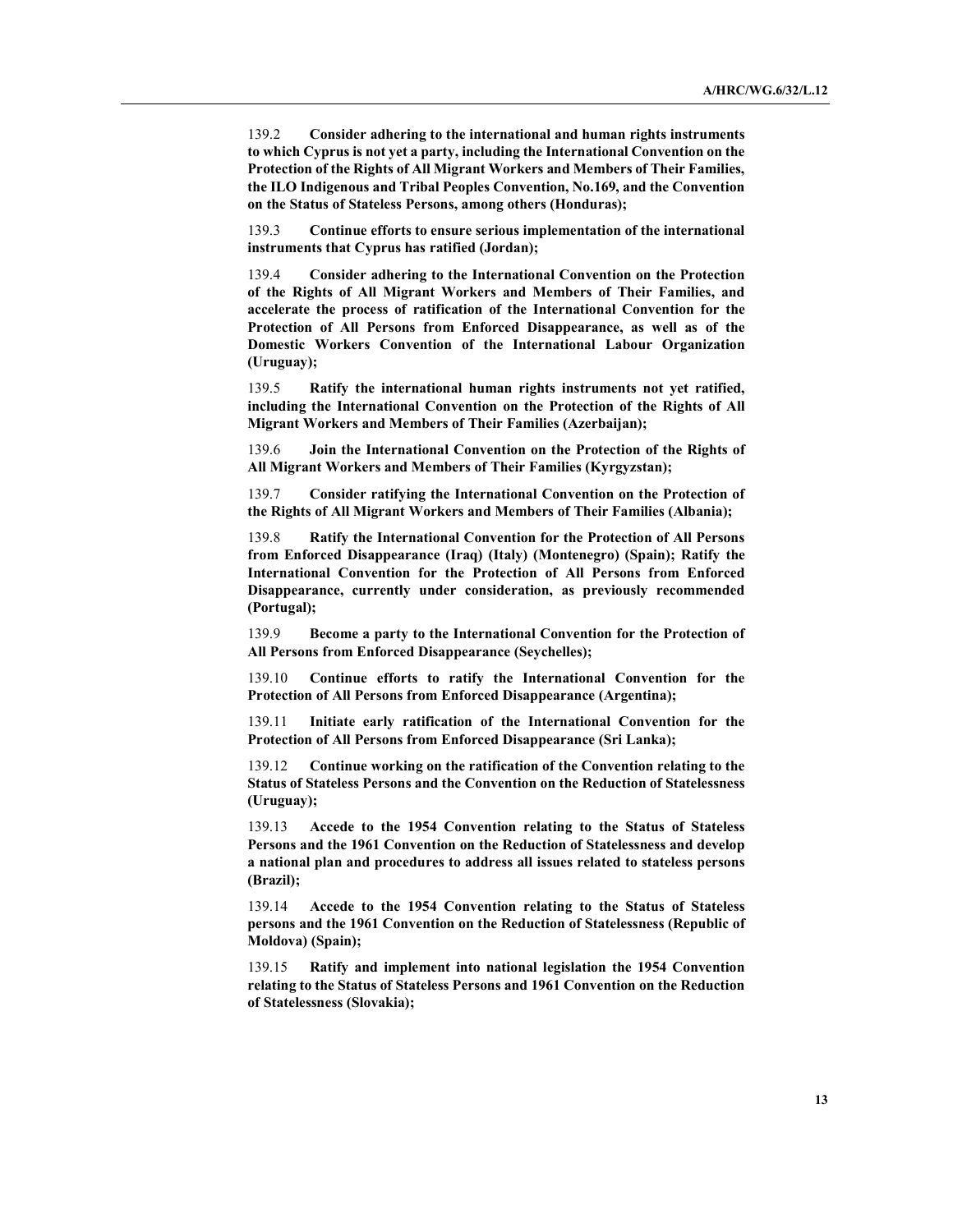139.2 **Consider adhering to the international and human rights instruments to which Cyprus is not yet a party, including the International Convention on the Protection of the Rights of All Migrant Workers and Members of Their Families, the ILO Indigenous and Tribal Peoples Convention, No.169, and the Convention on the Status of Stateless Persons, among others (Honduras);**

139.3 **Continue efforts to ensure serious implementation of the international instruments that Cyprus has ratified (Jordan);**

139.4 **Consider adhering to the International Convention on the Protection of the Rights of All Migrant Workers and Members of Their Families, and accelerate the process of ratification of the International Convention for the Protection of All Persons from Enforced Disappearance, as well as of the Domestic Workers Convention of the International Labour Organization (Uruguay);**

139.5 **Ratify the international human rights instruments not yet ratified, including the International Convention on the Protection of the Rights of All Migrant Workers and Members of Their Families (Azerbaijan);**

139.6 **Join the International Convention on the Protection of the Rights of All Migrant Workers and Members of Their Families (Kyrgyzstan);**

139.7 **Consider ratifying the International Convention on the Protection of the Rights of All Migrant Workers and Members of Their Families (Albania);**

139.8 **Ratify the International Convention for the Protection of All Persons from Enforced Disappearance (Iraq) (Italy) (Montenegro) (Spain); Ratify the International Convention for the Protection of All Persons from Enforced Disappearance, currently under consideration, as previously recommended (Portugal);**

139.9 **Become a party to the International Convention for the Protection of All Persons from Enforced Disappearance (Seychelles);**

139.10 **Continue efforts to ratify the International Convention for the Protection of All Persons from Enforced Disappearance (Argentina);**

139.11 **Initiate early ratification of the International Convention for the Protection of All Persons from Enforced Disappearance (Sri Lanka);**

139.12 **Continue working on the ratification of the Convention relating to the Status of Stateless Persons and the Convention on the Reduction of Statelessness (Uruguay);**

139.13 **Accede to the 1954 Convention relating to the Status of Stateless Persons and the 1961 Convention on the Reduction of Statelessness and develop a national plan and procedures to address all issues related to stateless persons (Brazil);**

139.14 **Accede to the 1954 Convention relating to the Status of Stateless persons and the 1961 Convention on the Reduction of Statelessness (Republic of Moldova) (Spain);**

139.15 **Ratify and implement into national legislation the 1954 Convention relating to the Status of Stateless Persons and 1961 Convention on the Reduction of Statelessness (Slovakia);**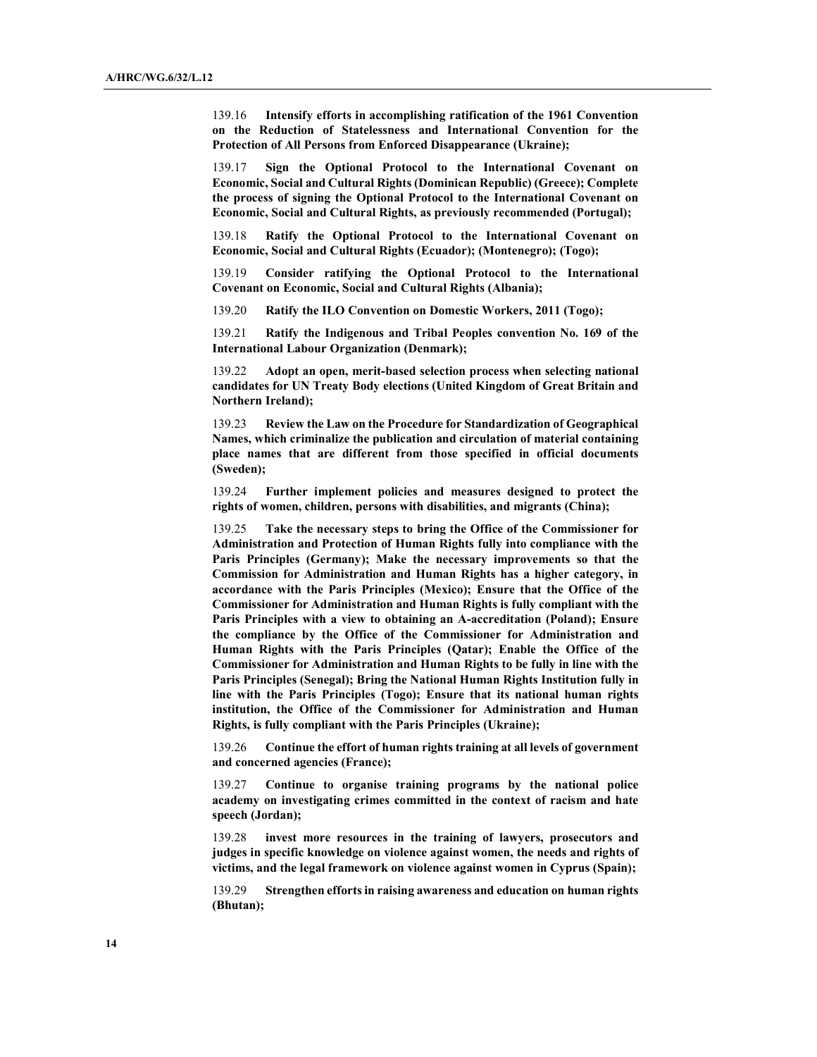139.16 **Intensify efforts in accomplishing ratification of the 1961 Convention on the Reduction of Statelessness and International Convention for the Protection of All Persons from Enforced Disappearance (Ukraine);**

139.17 **Sign the Optional Protocol to the International Covenant on Economic, Social and Cultural Rights (Dominican Republic) (Greece); Complete the process of signing the Optional Protocol to the International Covenant on Economic, Social and Cultural Rights, as previously recommended (Portugal);**

139.18 **Ratify the Optional Protocol to the International Covenant on Economic, Social and Cultural Rights (Ecuador); (Montenegro); (Togo);**

139.19 **Consider ratifying the Optional Protocol to the International Covenant on Economic, Social and Cultural Rights (Albania);**

139.20 **Ratify the ILO Convention on Domestic Workers, 2011 (Togo);**

139.21 **Ratify the Indigenous and Tribal Peoples convention No. 169 of the International Labour Organization (Denmark);**

139.22 **Adopt an open, merit-based selection process when selecting national candidates for UN Treaty Body elections (United Kingdom of Great Britain and Northern Ireland);**

139.23 **Review the Law on the Procedure for Standardization of Geographical Names, which criminalize the publication and circulation of material containing place names that are different from those specified in official documents (Sweden);**

139.24 **Further implement policies and measures designed to protect the rights of women, children, persons with disabilities, and migrants (China);**

139.25 **Take the necessary steps to bring the Office of the Commissioner for Administration and Protection of Human Rights fully into compliance with the Paris Principles (Germany); Make the necessary improvements so that the Commission for Administration and Human Rights has a higher category, in accordance with the Paris Principles (Mexico); Ensure that the Office of the Commissioner for Administration and Human Rights is fully compliant with the Paris Principles with a view to obtaining an A-accreditation (Poland); Ensure the compliance by the Office of the Commissioner for Administration and Human Rights with the Paris Principles (Qatar); Enable the Office of the Commissioner for Administration and Human Rights to be fully in line with the Paris Principles (Senegal); Bring the National Human Rights Institution fully in line with the Paris Principles (Togo); Ensure that its national human rights institution, the Office of the Commissioner for Administration and Human Rights, is fully compliant with the Paris Principles (Ukraine);**

139.26 **Continue the effort of human rights training at all levels of government and concerned agencies (France);**

139.27 **Continue to organise training programs by the national police academy on investigating crimes committed in the context of racism and hate speech (Jordan);**

139.28 **invest more resources in the training of lawyers, prosecutors and judges in specific knowledge on violence against women, the needs and rights of victims, and the legal framework on violence against women in Cyprus (Spain);**

139.29 **Strengthen efforts in raising awareness and education on human rights (Bhutan);**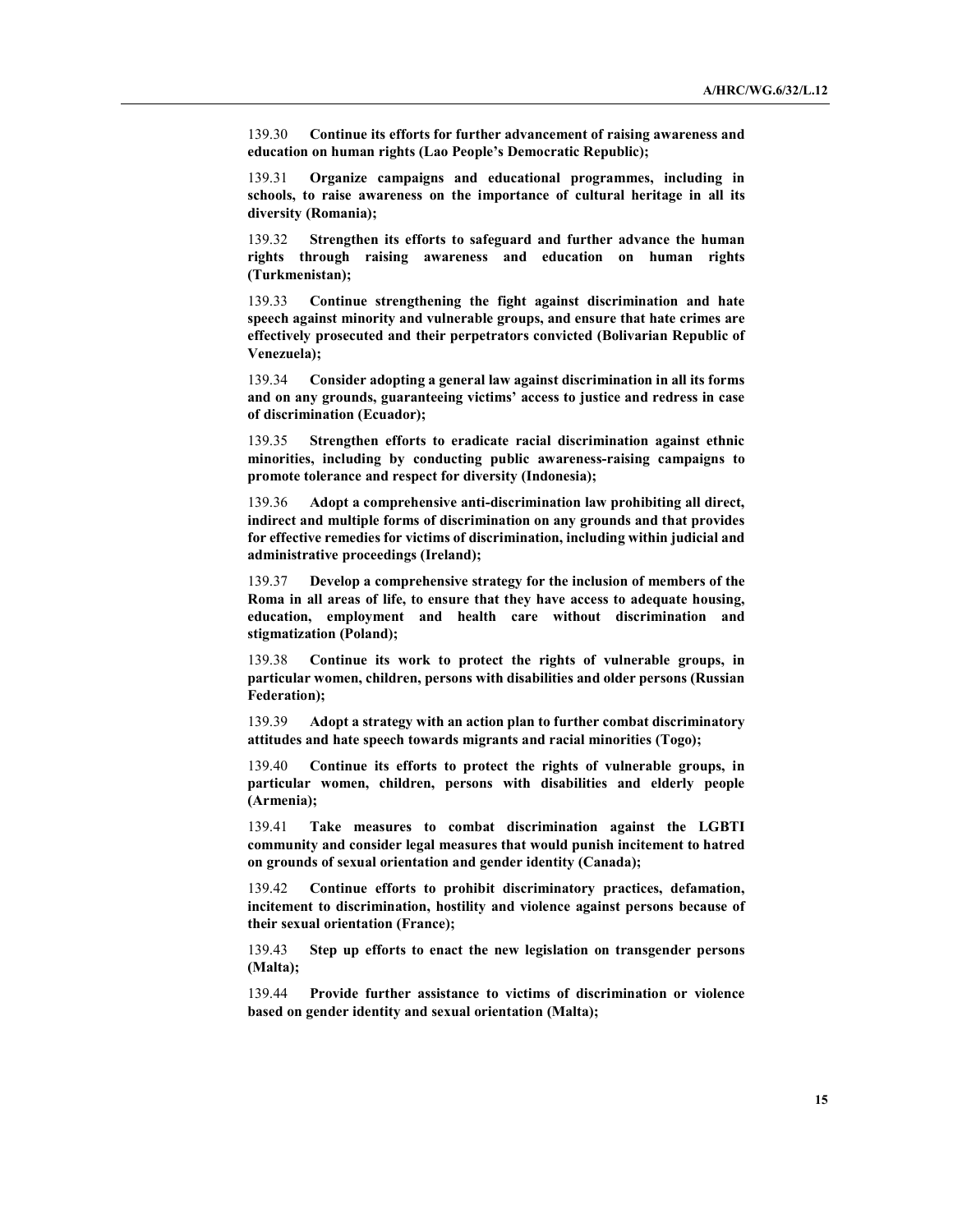139.30 **Continue its efforts for further advancement of raising awareness and education on human rights (Lao People's Democratic Republic);**

139.31 **Organize campaigns and educational programmes, including in schools, to raise awareness on the importance of cultural heritage in all its diversity (Romania);**

139.32 **Strengthen its efforts to safeguard and further advance the human rights through raising awareness and education on human rights (Turkmenistan);**

139.33 **Continue strengthening the fight against discrimination and hate speech against minority and vulnerable groups, and ensure that hate crimes are effectively prosecuted and their perpetrators convicted (Bolivarian Republic of Venezuela);**

139.34 **Consider adopting a general law against discrimination in all its forms and on any grounds, guaranteeing victims' access to justice and redress in case of discrimination (Ecuador);**

139.35 **Strengthen efforts to eradicate racial discrimination against ethnic minorities, including by conducting public awareness-raising campaigns to promote tolerance and respect for diversity (Indonesia);**

139.36 **Adopt a comprehensive anti-discrimination law prohibiting all direct, indirect and multiple forms of discrimination on any grounds and that provides for effective remedies for victims of discrimination, including within judicial and administrative proceedings (Ireland);**

139.37 **Develop a comprehensive strategy for the inclusion of members of the Roma in all areas of life, to ensure that they have access to adequate housing, education, employment and health care without discrimination and stigmatization (Poland);**

139.38 **Continue its work to protect the rights of vulnerable groups, in particular women, children, persons with disabilities and older persons (Russian Federation);**

139.39 **Adopt a strategy with an action plan to further combat discriminatory attitudes and hate speech towards migrants and racial minorities (Togo);**

139.40 **Continue its efforts to protect the rights of vulnerable groups, in particular women, children, persons with disabilities and elderly people (Armenia);**

139.41 **Take measures to combat discrimination against the LGBTI community and consider legal measures that would punish incitement to hatred on grounds of sexual orientation and gender identity (Canada);**

139.42 **Continue efforts to prohibit discriminatory practices, defamation, incitement to discrimination, hostility and violence against persons because of their sexual orientation (France);**

139.43 **Step up efforts to enact the new legislation on transgender persons (Malta);**

139.44 **Provide further assistance to victims of discrimination or violence based on gender identity and sexual orientation (Malta);**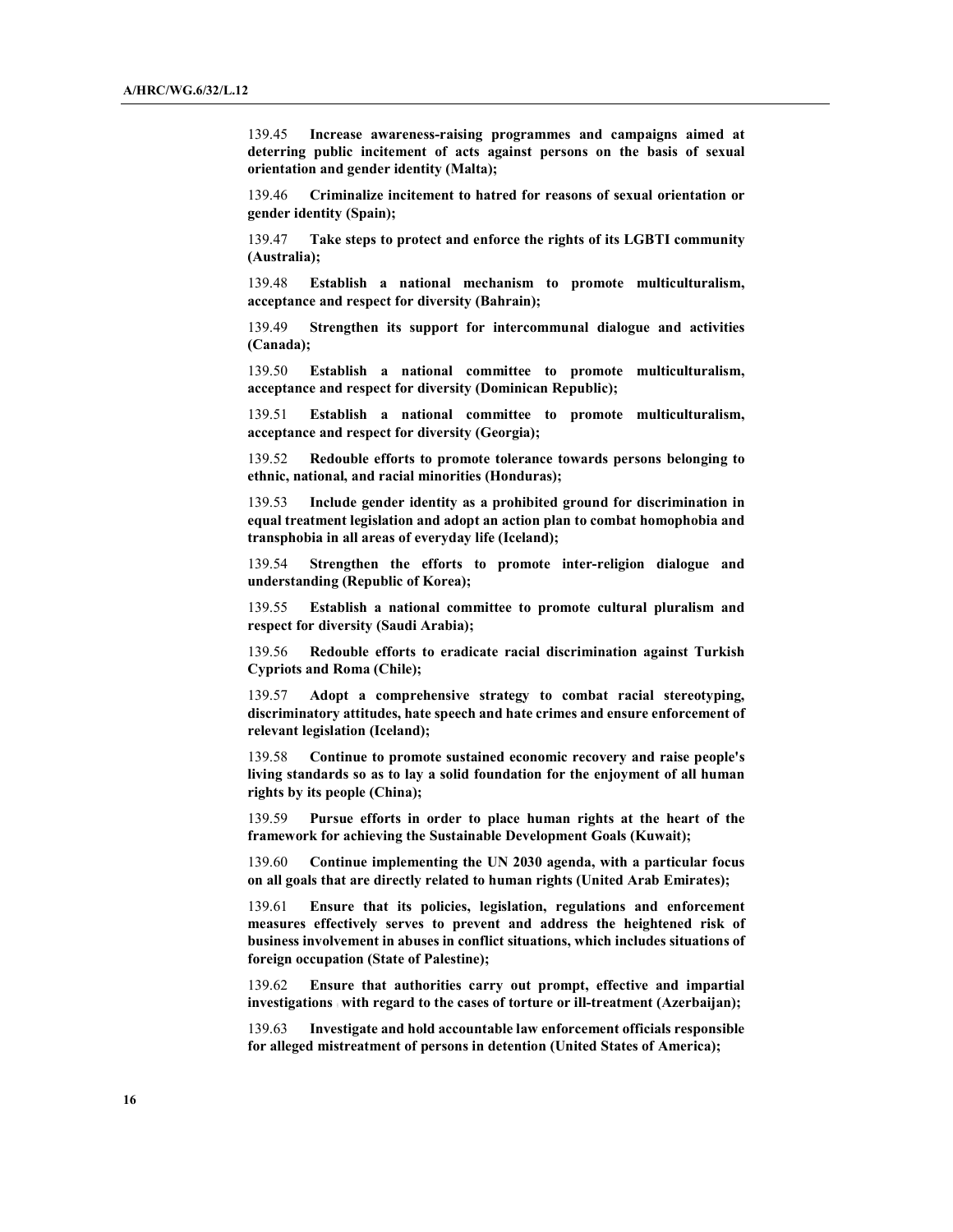139.45 **Increase awareness-raising programmes and campaigns aimed at deterring public incitement of acts against persons on the basis of sexual orientation and gender identity (Malta);**

139.46 **Criminalize incitement to hatred for reasons of sexual orientation or gender identity (Spain);**

139.47 **Take steps to protect and enforce the rights of its LGBTI community (Australia);**

139.48 **Establish a national mechanism to promote multiculturalism, acceptance and respect for diversity (Bahrain);**

139.49 **Strengthen its support for intercommunal dialogue and activities (Canada);**

139.50 **Establish a national committee to promote multiculturalism, acceptance and respect for diversity (Dominican Republic);**

139.51 **Establish a national committee to promote multiculturalism, acceptance and respect for diversity (Georgia);**

139.52 **Redouble efforts to promote tolerance towards persons belonging to ethnic, national, and racial minorities (Honduras);**

139.53 **Include gender identity as a prohibited ground for discrimination in equal treatment legislation and adopt an action plan to combat homophobia and transphobia in all areas of everyday life (Iceland);**

139.54 **Strengthen the efforts to promote inter-religion dialogue and understanding (Republic of Korea);**

139.55 **Establish a national committee to promote cultural pluralism and respect for diversity (Saudi Arabia);**

139.56 **Redouble efforts to eradicate racial discrimination against Turkish Cypriots and Roma (Chile);**

139.57 **Adopt a comprehensive strategy to combat racial stereotyping, discriminatory attitudes, hate speech and hate crimes and ensure enforcement of relevant legislation (Iceland);**

139.58 **Continue to promote sustained economic recovery and raise people's living standards so as to lay a solid foundation for the enjoyment of all human rights by its people (China);**

139.59 **Pursue efforts in order to place human rights at the heart of the framework for achieving the Sustainable Development Goals (Kuwait);**

139.60 **Continue implementing the UN 2030 agenda, with a particular focus on all goals that are directly related to human rights (United Arab Emirates);**

139.61 **Ensure that its policies, legislation, regulations and enforcement measures effectively serves to prevent and address the heightened risk of business involvement in abuses in conflict situations, which includes situations of foreign occupation (State of Palestine);**

139.62 **Ensure that authorities carry out prompt, effective and impartial investigations with regard to the cases of torture or ill-treatment (Azerbaijan);**

139.63 **Investigate and hold accountable law enforcement officials responsible for alleged mistreatment of persons in detention (United States of America);**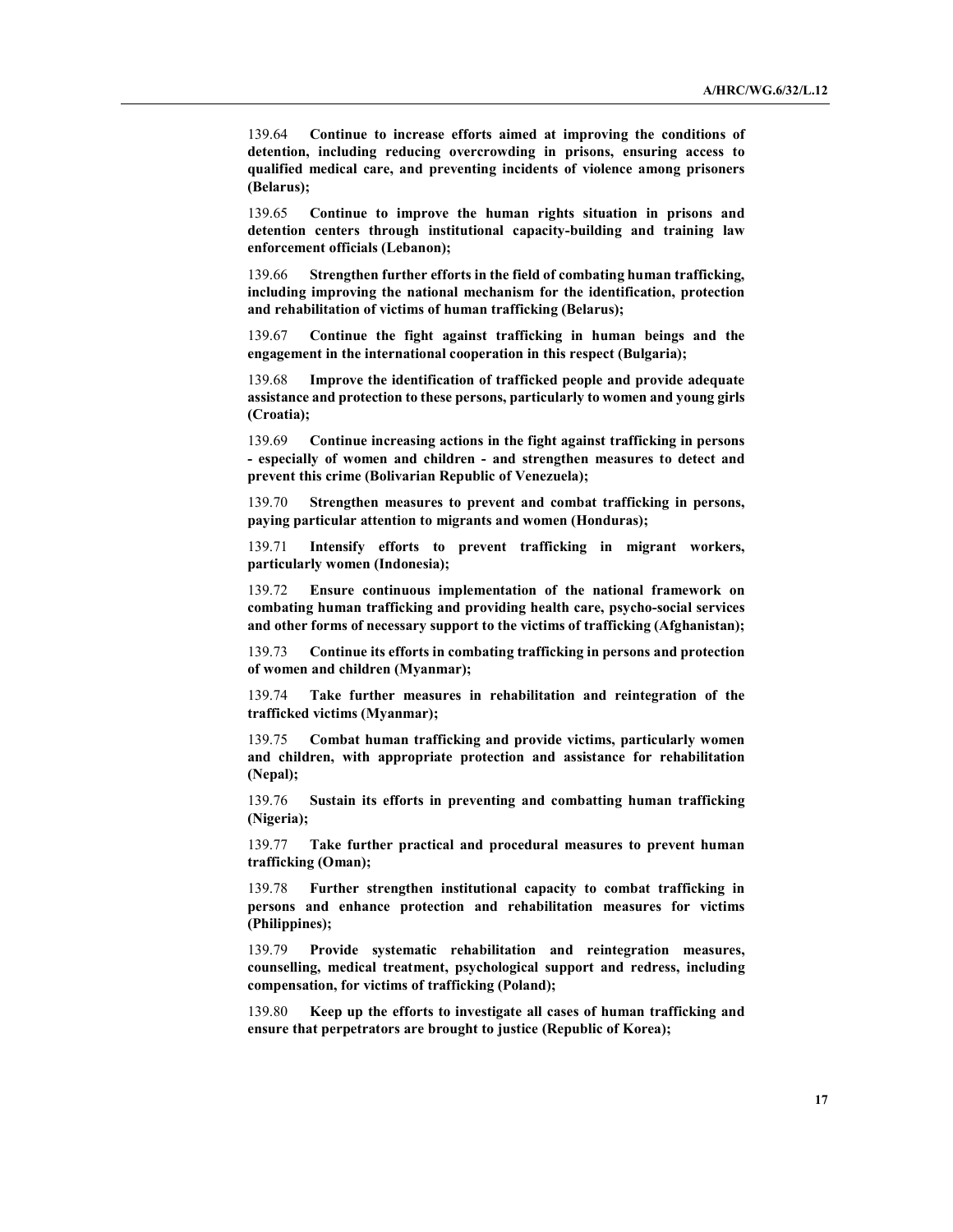139.64 **Continue to increase efforts aimed at improving the conditions of detention, including reducing overcrowding in prisons, ensuring access to qualified medical care, and preventing incidents of violence among prisoners (Belarus);**

139.65 **Continue to improve the human rights situation in prisons and detention centers through institutional capacity-building and training law enforcement officials (Lebanon);**

139.66 **Strengthen further efforts in the field of combating human trafficking, including improving the national mechanism for the identification, protection and rehabilitation of victims of human trafficking (Belarus);**

139.67 **Continue the fight against trafficking in human beings and the engagement in the international cooperation in this respect (Bulgaria);**

139.68 **Improve the identification of trafficked people and provide adequate assistance and protection to these persons, particularly to women and young girls (Croatia);**

139.69 **Continue increasing actions in the fight against trafficking in persons - especially of women and children - and strengthen measures to detect and prevent this crime (Bolivarian Republic of Venezuela);**

139.70 **Strengthen measures to prevent and combat trafficking in persons, paying particular attention to migrants and women (Honduras);**

139.71 **Intensify efforts to prevent trafficking in migrant workers, particularly women (Indonesia);**

139.72 **Ensure continuous implementation of the national framework on combating human trafficking and providing health care, psycho-social services and other forms of necessary support to the victims of trafficking (Afghanistan);**

139.73 **Continue its efforts in combating trafficking in persons and protection of women and children (Myanmar);**

139.74 **Take further measures in rehabilitation and reintegration of the trafficked victims (Myanmar);**

139.75 **Combat human trafficking and provide victims, particularly women and children, with appropriate protection and assistance for rehabilitation (Nepal);**

139.76 **Sustain its efforts in preventing and combatting human trafficking (Nigeria);**

139.77 **Take further practical and procedural measures to prevent human trafficking (Oman);**

139.78 **Further strengthen institutional capacity to combat trafficking in persons and enhance protection and rehabilitation measures for victims (Philippines);**

139.79 **Provide systematic rehabilitation and reintegration measures, counselling, medical treatment, psychological support and redress, including compensation, for victims of trafficking (Poland);**

139.80 **Keep up the efforts to investigate all cases of human trafficking and ensure that perpetrators are brought to justice (Republic of Korea);**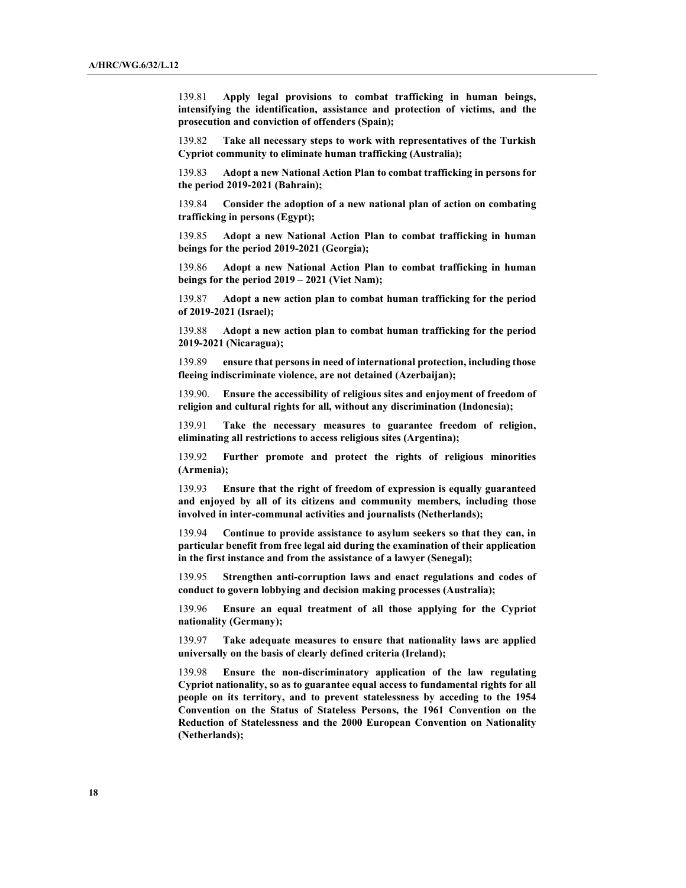139.81 **Apply legal provisions to combat trafficking in human beings, intensifying the identification, assistance and protection of victims, and the prosecution and conviction of offenders (Spain);**

139.82 **Take all necessary steps to work with representatives of the Turkish Cypriot community to eliminate human trafficking (Australia);**

139.83 **Adopt a new National Action Plan to combat trafficking in persons for the period 2019-2021 (Bahrain);**

139.84 **Consider the adoption of a new national plan of action on combating trafficking in persons (Egypt);**

139.85 **Adopt a new National Action Plan to combat trafficking in human beings for the period 2019-2021 (Georgia);**

139.86 **Adopt a new National Action Plan to combat trafficking in human beings for the period 2019 – 2021 (Viet Nam);**

139.87 **Adopt a new action plan to combat human trafficking for the period of 2019-2021 (Israel);**

139.88 **Adopt a new action plan to combat human trafficking for the period 2019-2021 (Nicaragua);**

139.89 **ensure that persons in need of international protection, including those fleeing indiscriminate violence, are not detained (Azerbaijan);**

139.90. **Ensure the accessibility of religious sites and enjoyment of freedom of religion and cultural rights for all, without any discrimination (Indonesia);**

139.91 **Take the necessary measures to guarantee freedom of religion, eliminating all restrictions to access religious sites (Argentina);**

139.92 **Further promote and protect the rights of religious minorities (Armenia);**

139.93 **Ensure that the right of freedom of expression is equally guaranteed and enjoyed by all of its citizens and community members, including those involved in inter-communal activities and journalists (Netherlands);**

139.94 **Continue to provide assistance to asylum seekers so that they can, in particular benefit from free legal aid during the examination of their application in the first instance and from the assistance of a lawyer (Senegal);**

139.95 **Strengthen anti-corruption laws and enact regulations and codes of conduct to govern lobbying and decision making processes (Australia);**

139.96 **Ensure an equal treatment of all those applying for the Cypriot nationality (Germany);**

139.97 **Take adequate measures to ensure that nationality laws are applied universally on the basis of clearly defined criteria (Ireland);**

139.98 **Ensure the non-discriminatory application of the law regulating Cypriot nationality, so as to guarantee equal access to fundamental rights for all people on its territory, and to prevent statelessness by acceding to the 1954 Convention on the Status of Stateless Persons, the 1961 Convention on the Reduction of Statelessness and the 2000 European Convention on Nationality (Netherlands);**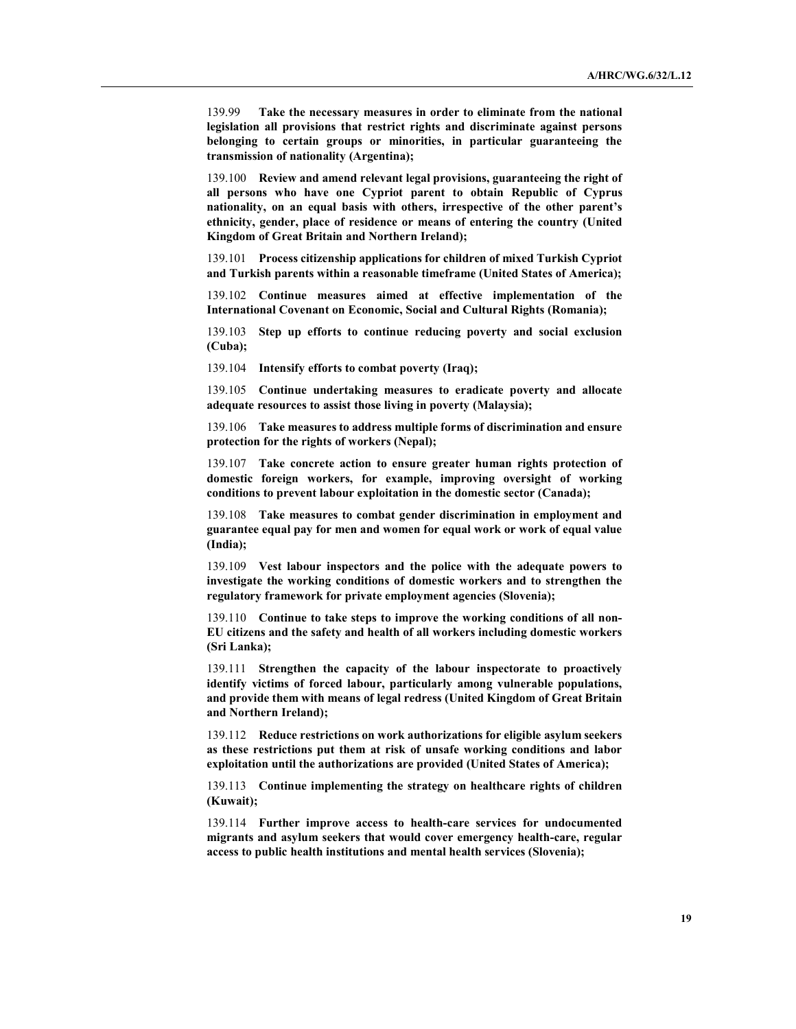139.99 **Take the necessary measures in order to eliminate from the national legislation all provisions that restrict rights and discriminate against persons belonging to certain groups or minorities, in particular guaranteeing the transmission of nationality (Argentina);**

139.100 **Review and amend relevant legal provisions, guaranteeing the right of all persons who have one Cypriot parent to obtain Republic of Cyprus nationality, on an equal basis with others, irrespective of the other parent's ethnicity, gender, place of residence or means of entering the country (United Kingdom of Great Britain and Northern Ireland);**

139.101 **Process citizenship applications for children of mixed Turkish Cypriot and Turkish parents within a reasonable timeframe (United States of America);**

139.102 **Continue measures aimed at effective implementation of the International Covenant on Economic, Social and Cultural Rights (Romania);**

139.103 **Step up efforts to continue reducing poverty and social exclusion (Cuba);**

139.104 **Intensify efforts to combat poverty (Iraq);**

139.105 **Continue undertaking measures to eradicate poverty and allocate adequate resources to assist those living in poverty (Malaysia);**

139.106 **Take measures to address multiple forms of discrimination and ensure protection for the rights of workers (Nepal);**

139.107 **Take concrete action to ensure greater human rights protection of domestic foreign workers, for example, improving oversight of working conditions to prevent labour exploitation in the domestic sector (Canada);**

139.108 **Take measures to combat gender discrimination in employment and guarantee equal pay for men and women for equal work or work of equal value (India);**

139.109 **Vest labour inspectors and the police with the adequate powers to investigate the working conditions of domestic workers and to strengthen the regulatory framework for private employment agencies (Slovenia);**

139.110 **Continue to take steps to improve the working conditions of all non-EU citizens and the safety and health of all workers including domestic workers (Sri Lanka);**

139.111 **Strengthen the capacity of the labour inspectorate to proactively identify victims of forced labour, particularly among vulnerable populations, and provide them with means of legal redress (United Kingdom of Great Britain and Northern Ireland);**

139.112 **Reduce restrictions on work authorizations for eligible asylum seekers as these restrictions put them at risk of unsafe working conditions and labor exploitation until the authorizations are provided (United States of America);**

139.113 **Continue implementing the strategy on healthcare rights of children (Kuwait);**

139.114 **Further improve access to health-care services for undocumented migrants and asylum seekers that would cover emergency health-care, regular access to public health institutions and mental health services (Slovenia);**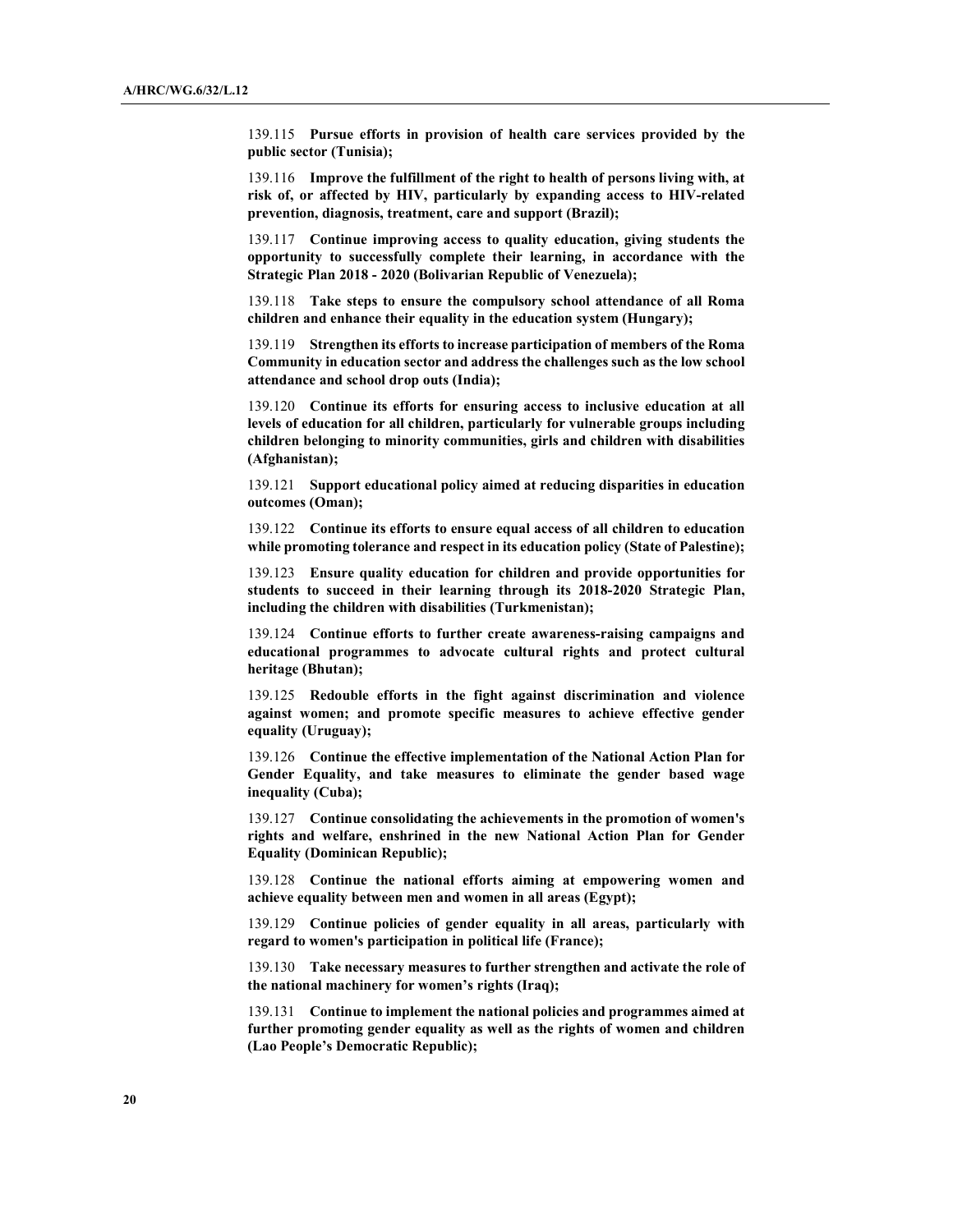139.115 **Pursue efforts in provision of health care services provided by the public sector (Tunisia);**

139.116 **Improve the fulfillment of the right to health of persons living with, at risk of, or affected by HIV, particularly by expanding access to HIV-related prevention, diagnosis, treatment, care and support (Brazil);**

139.117 **Continue improving access to quality education, giving students the opportunity to successfully complete their learning, in accordance with the Strategic Plan 2018 - 2020 (Bolivarian Republic of Venezuela);**

139.118 **Take steps to ensure the compulsory school attendance of all Roma children and enhance their equality in the education system (Hungary);**

139.119 **Strengthen its efforts to increase participation of members of the Roma Community in education sector and address the challenges such as the low school attendance and school drop outs (India);**

139.120 **Continue its efforts for ensuring access to inclusive education at all levels of education for all children, particularly for vulnerable groups including children belonging to minority communities, girls and children with disabilities (Afghanistan);**

139.121 **Support educational policy aimed at reducing disparities in education outcomes (Oman);**

139.122 **Continue its efforts to ensure equal access of all children to education while promoting tolerance and respect in its education policy (State of Palestine);**

139.123 **Ensure quality education for children and provide opportunities for students to succeed in their learning through its 2018-2020 Strategic Plan, including the children with disabilities (Turkmenistan);**

139.124 **Continue efforts to further create awareness-raising campaigns and educational programmes to advocate cultural rights and protect cultural heritage (Bhutan);**

139.125 **Redouble efforts in the fight against discrimination and violence against women; and promote specific measures to achieve effective gender equality (Uruguay);**

139.126 **Continue the effective implementation of the National Action Plan for Gender Equality, and take measures to eliminate the gender based wage inequality (Cuba);**

139.127 **Continue consolidating the achievements in the promotion of women's rights and welfare, enshrined in the new National Action Plan for Gender Equality (Dominican Republic);**

139.128 **Continue the national efforts aiming at empowering women and achieve equality between men and women in all areas (Egypt);**

139.129 **Continue policies of gender equality in all areas, particularly with regard to women's participation in political life (France);**

139.130 **Take necessary measures to further strengthen and activate the role of the national machinery for women's rights (Iraq);**

139.131 **Continue to implement the national policies and programmes aimed at further promoting gender equality as well as the rights of women and children (Lao People's Democratic Republic);**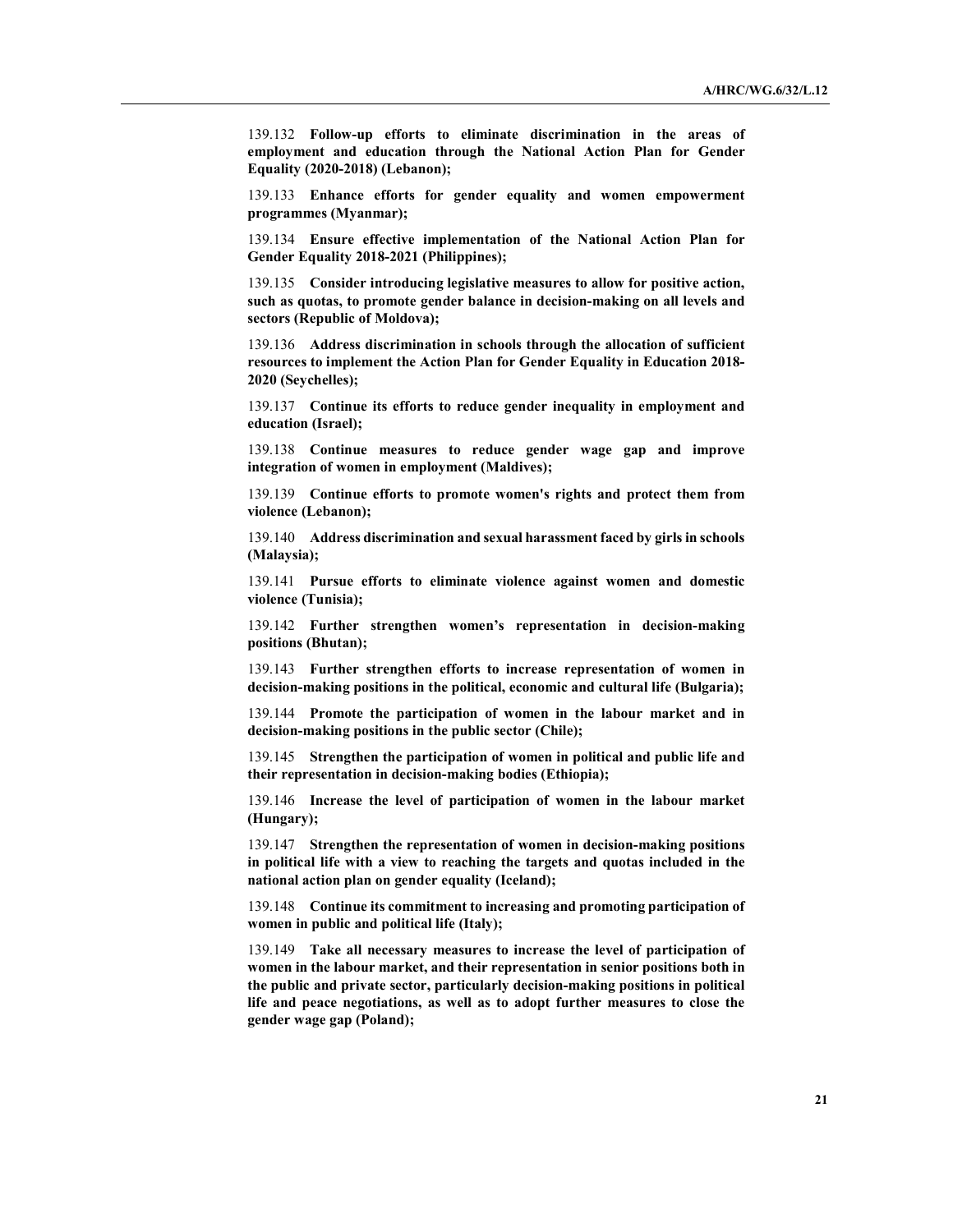139.132 **Follow-up efforts to eliminate discrimination in the areas of employment and education through the National Action Plan for Gender Equality (2020-2018) (Lebanon);**

139.133 **Enhance efforts for gender equality and women empowerment programmes (Myanmar);**

139.134 **Ensure effective implementation of the National Action Plan for Gender Equality 2018-2021 (Philippines);**

139.135 **Consider introducing legislative measures to allow for positive action, such as quotas, to promote gender balance in decision-making on all levels and sectors (Republic of Moldova);**

139.136 **Address discrimination in schools through the allocation of sufficient resources to implement the Action Plan for Gender Equality in Education 2018-2020 (Seychelles);**

139.137 **Continue its efforts to reduce gender inequality in employment and education (Israel);**

139.138 **Continue measures to reduce gender wage gap and improve integration of women in employment (Maldives);**

139.139 **Continue efforts to promote women's rights and protect them from violence (Lebanon);**

139.140 **Address discrimination and sexual harassment faced by girls in schools (Malaysia);**

139.141 **Pursue efforts to eliminate violence against women and domestic violence (Tunisia);**

139.142 **Further strengthen women's representation in decision-making positions (Bhutan);**

139.143 **Further strengthen efforts to increase representation of women in decision-making positions in the political, economic and cultural life (Bulgaria);**

139.144 **Promote the participation of women in the labour market and in decision-making positions in the public sector (Chile);**

139.145 **Strengthen the participation of women in political and public life and their representation in decision-making bodies (Ethiopia);**

139.146 **Increase the level of participation of women in the labour market (Hungary);**

139.147 **Strengthen the representation of women in decision-making positions in political life with a view to reaching the targets and quotas included in the national action plan on gender equality (Iceland);**

139.148 **Continue its commitment to increasing and promoting participation of women in public and political life (Italy);**

139.149 **Take all necessary measures to increase the level of participation of women in the labour market, and their representation in senior positions both in the public and private sector, particularly decision-making positions in political life and peace negotiations, as well as to adopt further measures to close the gender wage gap (Poland);**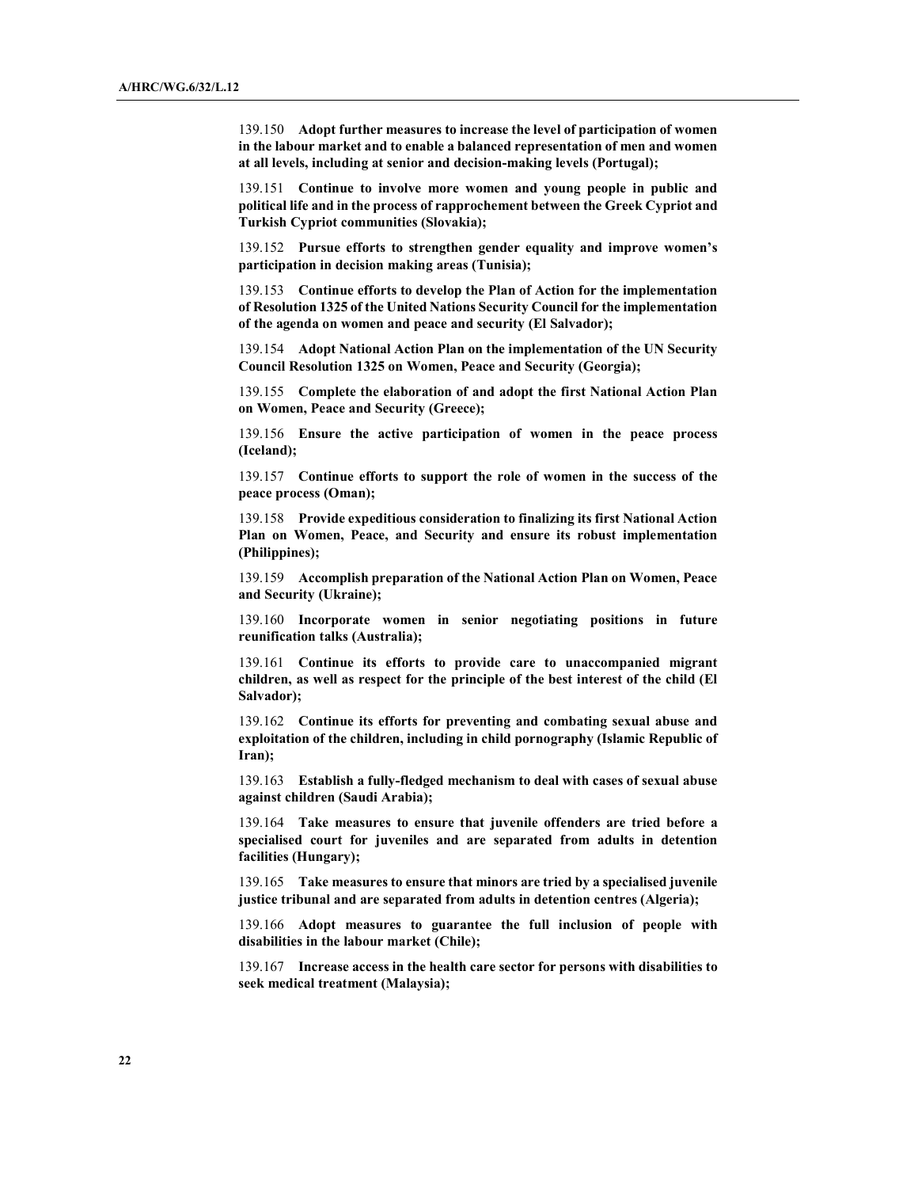139.150 **Adopt further measures to increase the level of participation of women in the labour market and to enable a balanced representation of men and women at all levels, including at senior and decision-making levels (Portugal);**

139.151 **Continue to involve more women and young people in public and political life and in the process of rapprochement between the Greek Cypriot and Turkish Cypriot communities (Slovakia);**

139.152 **Pursue efforts to strengthen gender equality and improve women's participation in decision making areas (Tunisia);**

139.153 **Continue efforts to develop the Plan of Action for the implementation of Resolution 1325 of the United Nations Security Council for the implementation of the agenda on women and peace and security (El Salvador);**

139.154 **Adopt National Action Plan on the implementation of the UN Security Council Resolution 1325 on Women, Peace and Security (Georgia);**

139.155 **Complete the elaboration of and adopt the first National Action Plan on Women, Peace and Security (Greece);**

139.156 **Ensure the active participation of women in the peace process (Iceland);**

139.157 **Continue efforts to support the role of women in the success of the peace process (Oman);**

139.158 **Provide expeditious consideration to finalizing its first National Action Plan on Women, Peace, and Security and ensure its robust implementation (Philippines);**

139.159 **Accomplish preparation of the National Action Plan on Women, Peace and Security (Ukraine);**

139.160 **Incorporate women in senior negotiating positions in future reunification talks (Australia);**

139.161 **Continue its efforts to provide care to unaccompanied migrant children, as well as respect for the principle of the best interest of the child (El Salvador);**

139.162 **Continue its efforts for preventing and combating sexual abuse and exploitation of the children, including in child pornography (Islamic Republic of Iran);**

139.163 **Establish a fully-fledged mechanism to deal with cases of sexual abuse against children (Saudi Arabia);**

139.164 **Take measures to ensure that juvenile offenders are tried before a specialised court for juveniles and are separated from adults in detention facilities (Hungary);**

139.165 **Take measures to ensure that minors are tried by a specialised juvenile justice tribunal and are separated from adults in detention centres (Algeria);**

139.166 **Adopt measures to guarantee the full inclusion of people with disabilities in the labour market (Chile);**

139.167 **Increase access in the health care sector for persons with disabilities to seek medical treatment (Malaysia);**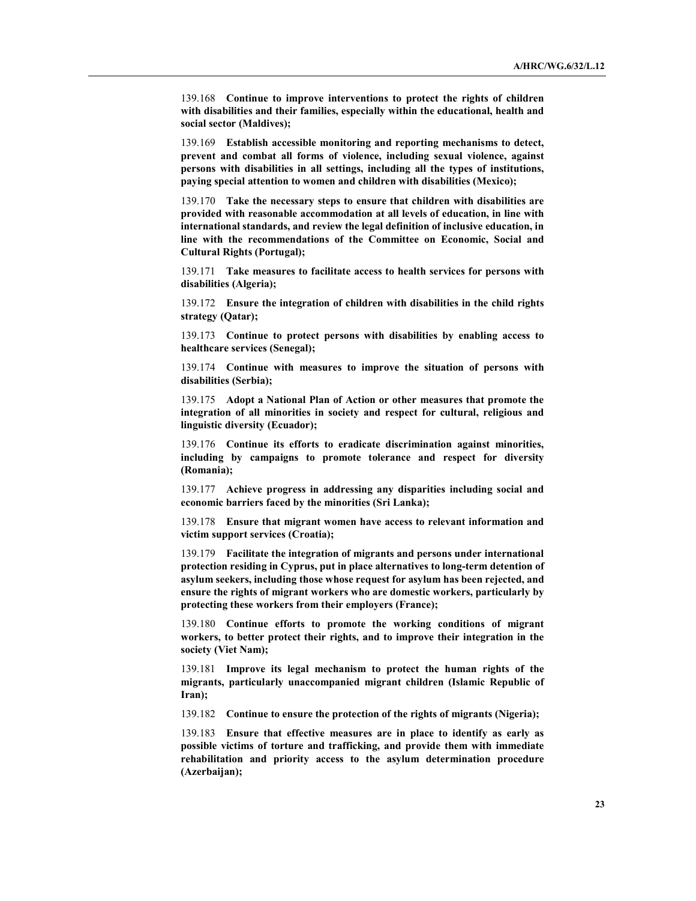139.168 **Continue to improve interventions to protect the rights of children with disabilities and their families, especially within the educational, health and social sector (Maldives);**

139.169 **Establish accessible monitoring and reporting mechanisms to detect, prevent and combat all forms of violence, including sexual violence, against persons with disabilities in all settings, including all the types of institutions, paying special attention to women and children with disabilities (Mexico);**

139.170 **Take the necessary steps to ensure that children with disabilities are provided with reasonable accommodation at all levels of education, in line with international standards, and review the legal definition of inclusive education, in line with the recommendations of the Committee on Economic, Social and Cultural Rights (Portugal);**

139.171 **Take measures to facilitate access to health services for persons with disabilities (Algeria);**

139.172 **Ensure the integration of children with disabilities in the child rights strategy (Qatar);**

139.173 **Continue to protect persons with disabilities by enabling access to healthcare services (Senegal);**

139.174 **Continue with measures to improve the situation of persons with disabilities (Serbia);**

139.175 **Adopt a National Plan of Action or other measures that promote the integration of all minorities in society and respect for cultural, religious and linguistic diversity (Ecuador);**

139.176 **Continue its efforts to eradicate discrimination against minorities, including by campaigns to promote tolerance and respect for diversity (Romania);**

139.177 **Achieve progress in addressing any disparities including social and economic barriers faced by the minorities (Sri Lanka);**

139.178 **Ensure that migrant women have access to relevant information and victim support services (Croatia);**

139.179 **Facilitate the integration of migrants and persons under international protection residing in Cyprus, put in place alternatives to long-term detention of asylum seekers, including those whose request for asylum has been rejected, and ensure the rights of migrant workers who are domestic workers, particularly by protecting these workers from their employers (France);**

139.180 **Continue efforts to promote the working conditions of migrant workers, to better protect their rights, and to improve their integration in the society (Viet Nam);**

139.181 **Improve its legal mechanism to protect the human rights of the migrants, particularly unaccompanied migrant children (Islamic Republic of Iran);**

139.182 **Continue to ensure the protection of the rights of migrants (Nigeria);**

139.183 **Ensure that effective measures are in place to identify as early as possible victims of torture and trafficking, and provide them with immediate rehabilitation and priority access to the asylum determination procedure (Azerbaijan);**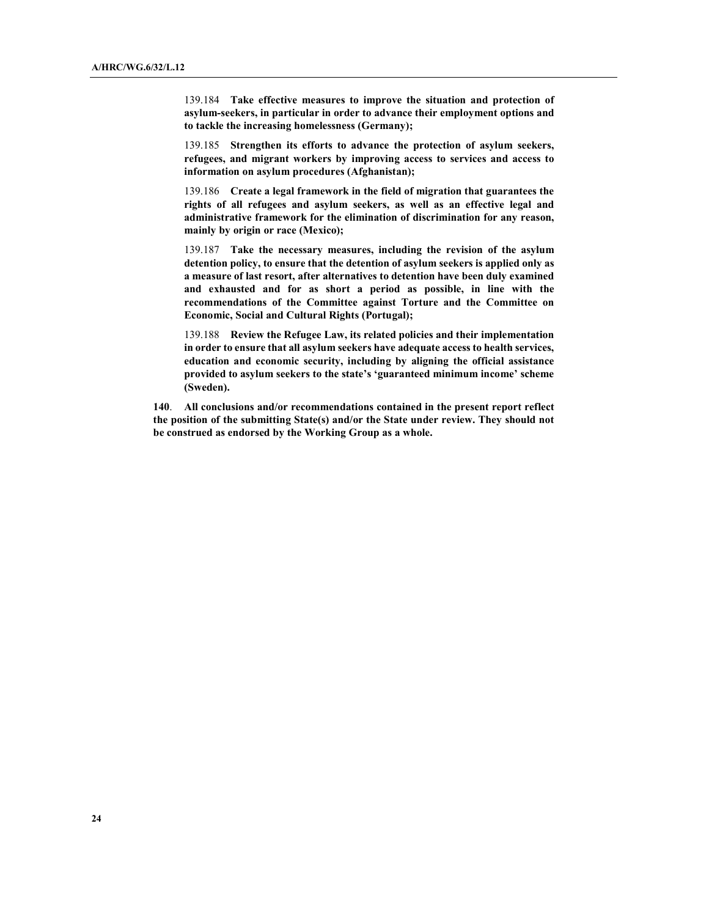139.184 **Take effective measures to improve the situation and protection of asylum-seekers, in particular in order to advance their employment options and to tackle the increasing homelessness (Germany);**

139.185 **Strengthen its efforts to advance the protection of asylum seekers, refugees, and migrant workers by improving access to services and access to information on asylum procedures (Afghanistan);**

139.186 **Create a legal framework in the field of migration that guarantees the rights of all refugees and asylum seekers, as well as an effective legal and administrative framework for the elimination of discrimination for any reason, mainly by origin or race (Mexico);**

139.187 **Take the necessary measures, including the revision of the asylum detention policy, to ensure that the detention of asylum seekers is applied only as a measure of last resort, after alternatives to detention have been duly examined and exhausted and for as short a period as possible, in line with the recommendations of the Committee against Torture and the Committee on Economic, Social and Cultural Rights (Portugal);**

139.188 **Review the Refugee Law, its related policies and their implementation in order to ensure that all asylum seekers have adequate access to health services, education and economic security, including by aligning the official assistance provided to asylum seekers to the state's 'guaranteed minimum income' scheme (Sweden).**

**140**. **All conclusions and/or recommendations contained in the present report reflect the position of the submitting State(s) and/or the State under review. They should not be construed as endorsed by the Working Group as a whole.**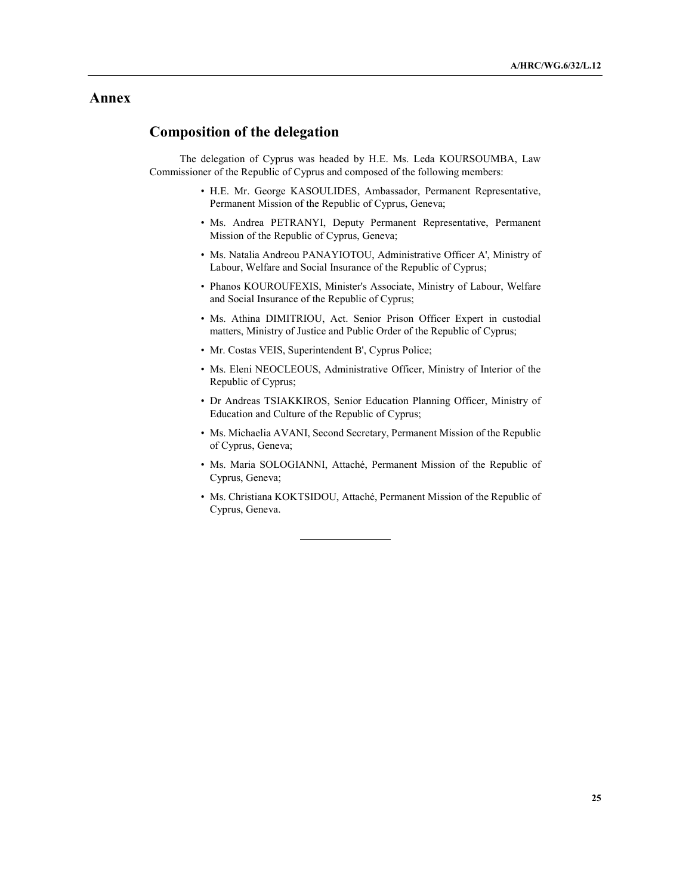# Annex

## Composition of the delegation

The delegation of Cyprus was headed by H.E. Ms. Leda KOURSOUMBA, Law Commissioner of the Republic of Cyprus and composed of the following members:

- H.E. Mr. George KASOULIDES, Ambassador, Permanent Representative, Permanent Mission of the Republic of Cyprus, Geneva;
- Ms. Andrea PETRANYI, Deputy Permanent Representative, Permanent Mission of the Republic of Cyprus, Geneva;
- Ms. Natalia Andreou PANAYIOTOU, Administrative Officer A', Ministry of Labour, Welfare and Social Insurance of the Republic of Cyprus;
- Phanos KOUROUFEXIS, Minister's Associate, Ministry of Labour, Welfare and Social Insurance of the Republic of Cyprus;
- Ms. Athina DIMITRIOU, Act. Senior Prison Officer Expert in custodial matters, Ministry of Justice and Public Order of the Republic of Cyprus;
- Mr. Costas VEIS, Superintendent B', Cyprus Police;
- Ms. Eleni NEOCLEOUS, Administrative Officer, Ministry of Interior of the Republic of Cyprus;
- Dr Andreas TSIAKKIROS, Senior Education Planning Officer, Ministry of Education and Culture of the Republic of Cyprus;
- Ms. Michaelia AVANI, Second Secretary, Permanent Mission of the Republic of Cyprus, Geneva;
- Ms. Maria SOLOGIANNI, Attaché, Permanent Mission of the Republic of Cyprus, Geneva;
- Ms. Christiana KOKTSIDOU, Attaché, Permanent Mission of the Republic of Cyprus, Geneva.